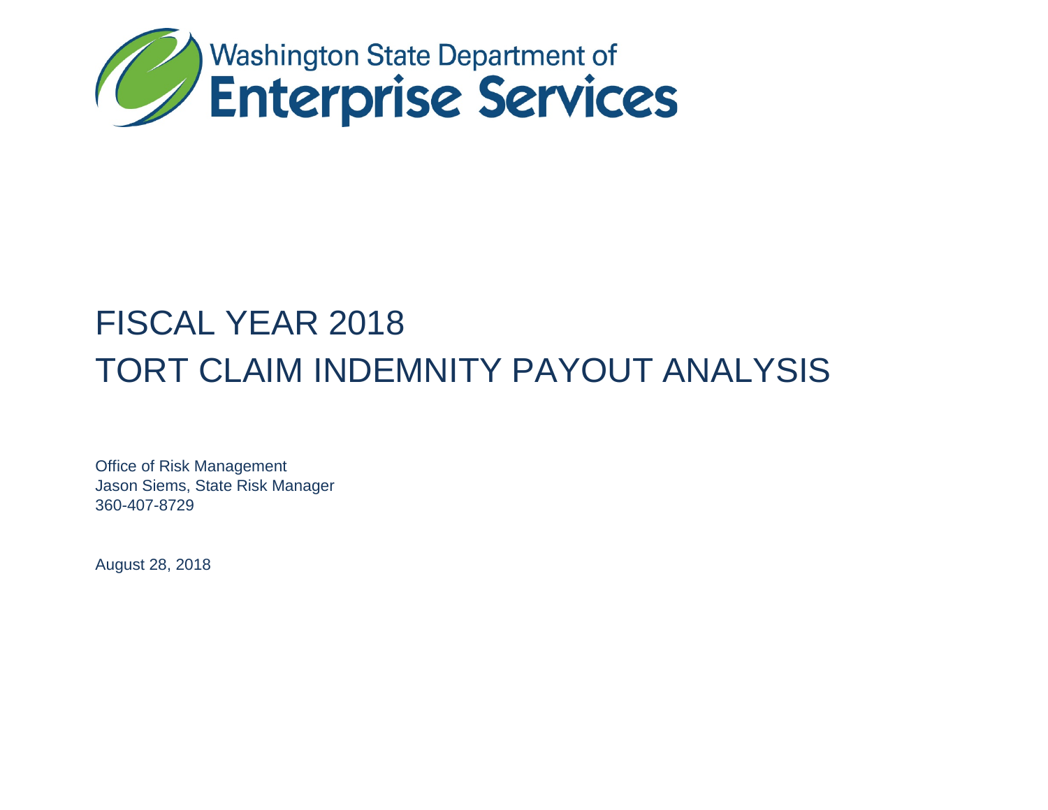Washington State Department of
**Enterprise Services**

# FISCAL YEAR 2018
# TORT CLAIM INDEMNITY PAYOUT ANALYSIS

Office of Risk Management
Jason Siems, State Risk Manager
360-407-8729

August 28, 2018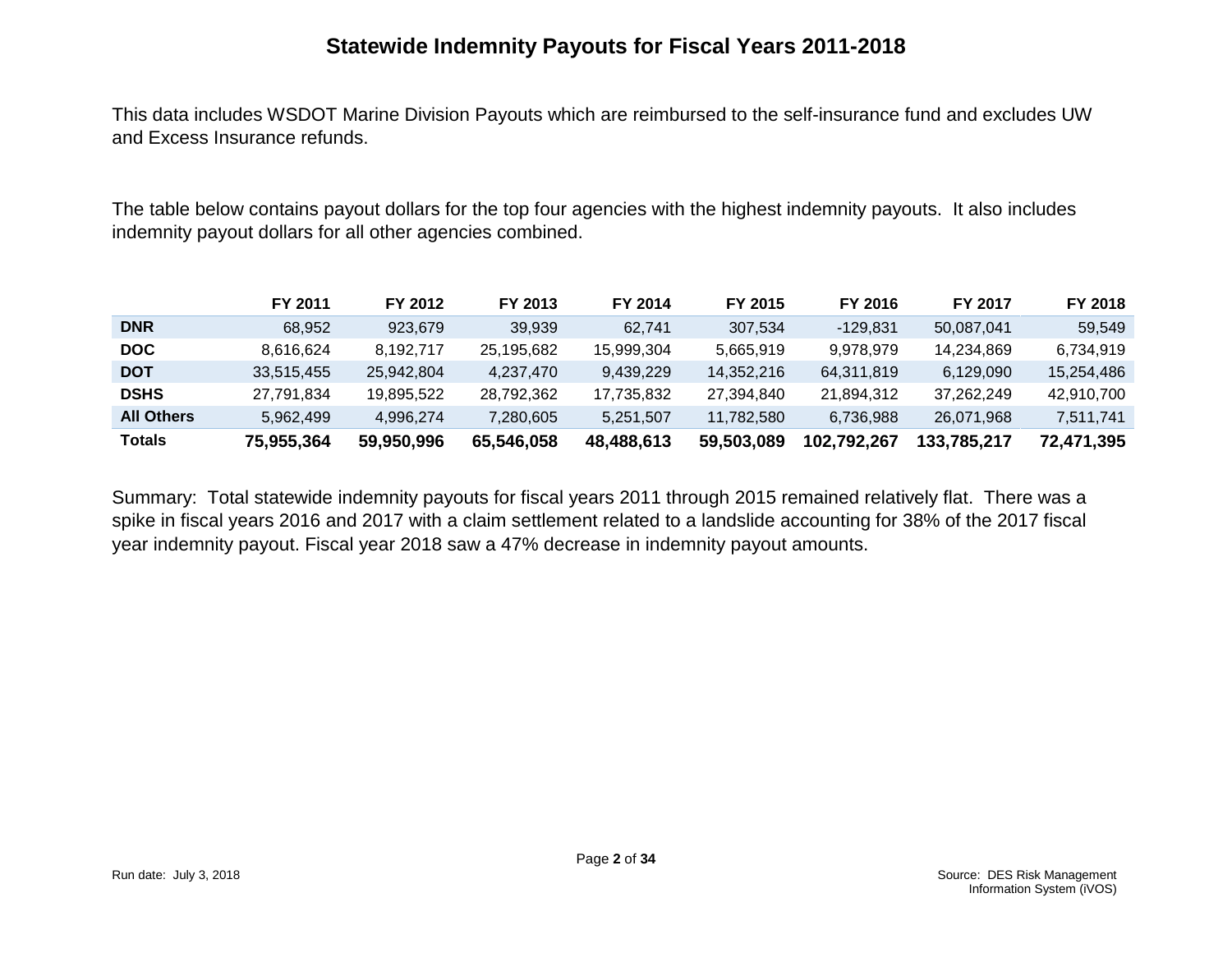# Statewide Indemnity Payouts for Fiscal Years 2011-2018

This data includes WSDOT Marine Division Payouts which are reimbursed to the self-insurance fund and excludes UW and Excess Insurance refunds.

The table below contains payout dollars for the top four agencies with the highest indemnity payouts. It also includes indemnity payout dollars for all other agencies combined.

| | FY 2011 | FY 2012 | FY 2013 | FY 2014 | FY 2015 | FY 2016 | FY 2017 | FY 2018 |
|---|---|---|---|---|---|---|---|---|
| **DNR** | 68,952 | 923,679 | 39,939 | 62,741 | 307,534 | -129,831 | 50,087,041 | 59,549 |
| **DOC** | 8,616,624 | 8,192,717 | 25,195,682 | 15,999,304 | 5,665,919 | 9,978,979 | 14,234,869 | 6,734,919 |
| **DOT** | 33,515,455 | 25,942,804 | 4,237,470 | 9,439,229 | 14,352,216 | 64,311,819 | 6,129,090 | 15,254,486 |
| **DSHS** | 27,791,834 | 19,895,522 | 28,792,362 | 17,735,832 | 27,394,840 | 21,894,312 | 37,262,249 | 42,910,700 |
| **All Others** | 5,962,499 | 4,996,274 | 7,280,605 | 5,251,507 | 11,782,580 | 6,736,988 | 26,071,968 | 7,511,741 |
| **Totals** | **75,955,364** | **59,950,996** | **65,546,058** | **48,488,613** | **59,503,089** | **102,792,267** | **133,785,217** | **72,471,395** |

Summary: Total statewide indemnity payouts for fiscal years 2011 through 2015 remained relatively flat. There was a spike in fiscal years 2016 and 2017 with a claim settlement related to a landslide accounting for 38% of the 2017 fiscal year indemnity payout. Fiscal year 2018 saw a 47% decrease in indemnity payout amounts.

Run date: July 3, 2018

Source: DES Risk Management Information System (iVOS)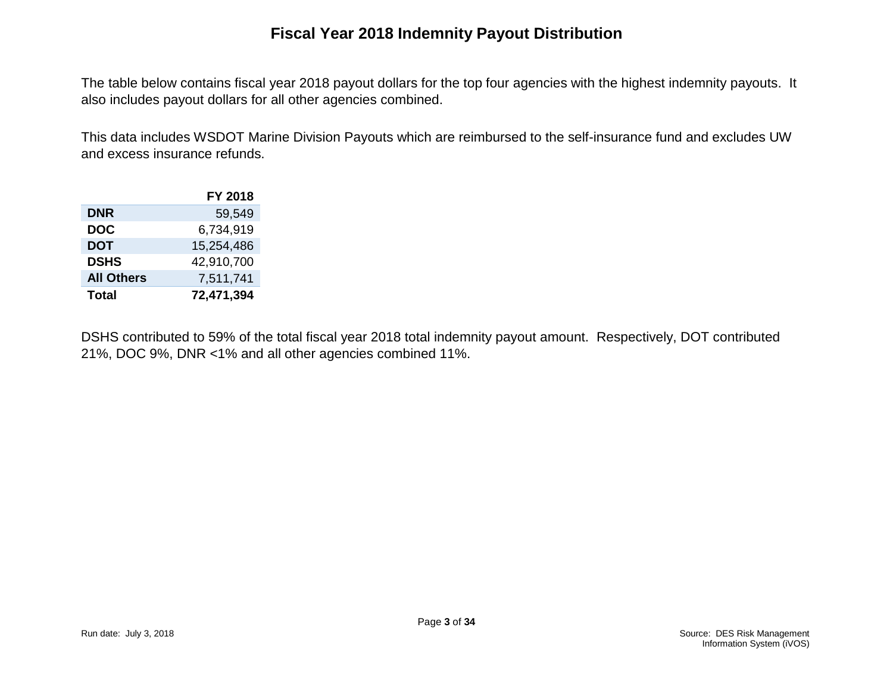# Fiscal Year 2018 Indemnity Payout Distribution

The table below contains fiscal year 2018 payout dollars for the top four agencies with the highest indemnity payouts. It also includes payout dollars for all other agencies combined.

This data includes WSDOT Marine Division Payouts which are reimbursed to the self-insurance fund and excludes UW and excess insurance refunds.

| | FY 2018 |
|---|---:|
| **DNR** | 59,549 |
| **DOC** | 6,734,919 |
| **DOT** | 15,254,486 |
| **DSHS** | 42,910,700 |
| **All Others** | 7,511,741 |
| **Total** | **72,471,394** |

DSHS contributed to 59% of the total fiscal year 2018 total indemnity payout amount. Respectively, DOT contributed 21%, DOC 9%, DNR <1% and all other agencies combined 11%.

Run date: July 3, 2018

Source: DES Risk Management Information System (iVOS)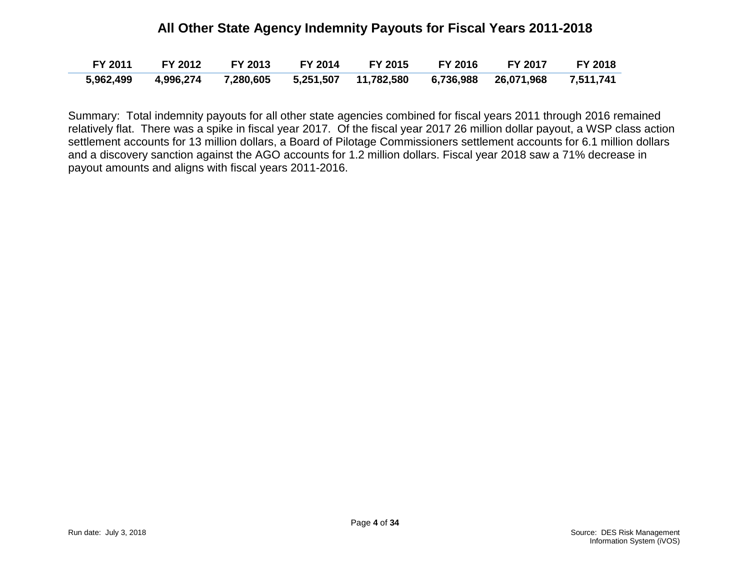## All Other State Agency Indemnity Payouts for Fiscal Years 2011-2018

| FY 2011 | FY 2012 | FY 2013 | FY 2014 | FY 2015 | FY 2016 | FY 2017 | FY 2018 |
|---|---|---|---|---|---|---|---|
| 5,962,499 | 4,996,274 | 7,280,605 | 5,251,507 | 11,782,580 | 6,736,988 | 26,071,968 | 7,511,741 |

Summary: Total indemnity payouts for all other state agencies combined for fiscal years 2011 through 2016 remained relatively flat. There was a spike in fiscal year 2017. Of the fiscal year 2017 26 million dollar payout, a WSP class action settlement accounts for 13 million dollars, a Board of Pilotage Commissioners settlement accounts for 6.1 million dollars and a discovery sanction against the AGO accounts for 1.2 million dollars. Fiscal year 2018 saw a 71% decrease in payout amounts and aligns with fiscal years 2011-2016.

Run date: July 3, 2018

Source: DES Risk Management Information System (iVOS)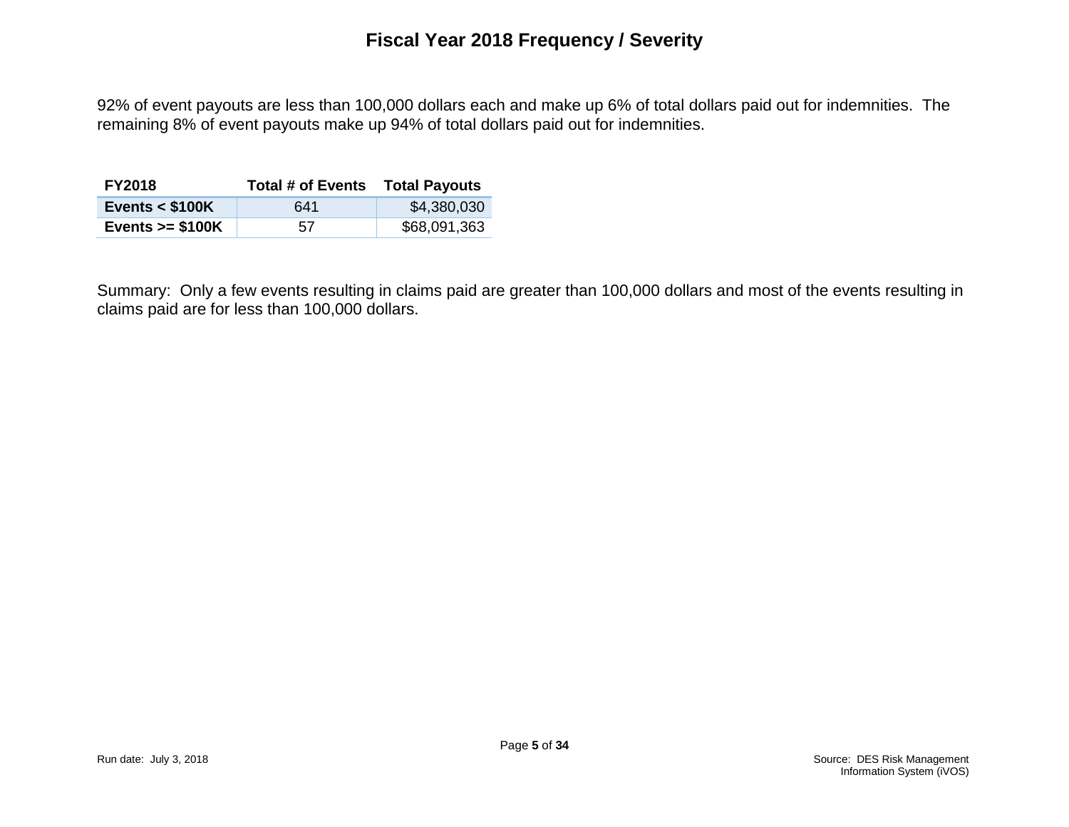# Fiscal Year 2018 Frequency / Severity

92% of event payouts are less than 100,000 dollars each and make up 6% of total dollars paid out for indemnities. The remaining 8% of event payouts make up 94% of total dollars paid out for indemnities.

| FY2018 | Total # of Events | Total Payouts |
|---|---|---|
| **Events < $100K** | 641 | $4,380,030 |
| **Events >= $100K** | 57 | $68,091,363 |

Summary: Only a few events resulting in claims paid are greater than 100,000 dollars and most of the events resulting in claims paid are for less than 100,000 dollars.

Run date: July 3, 2018

Source: DES Risk Management Information System (iVOS)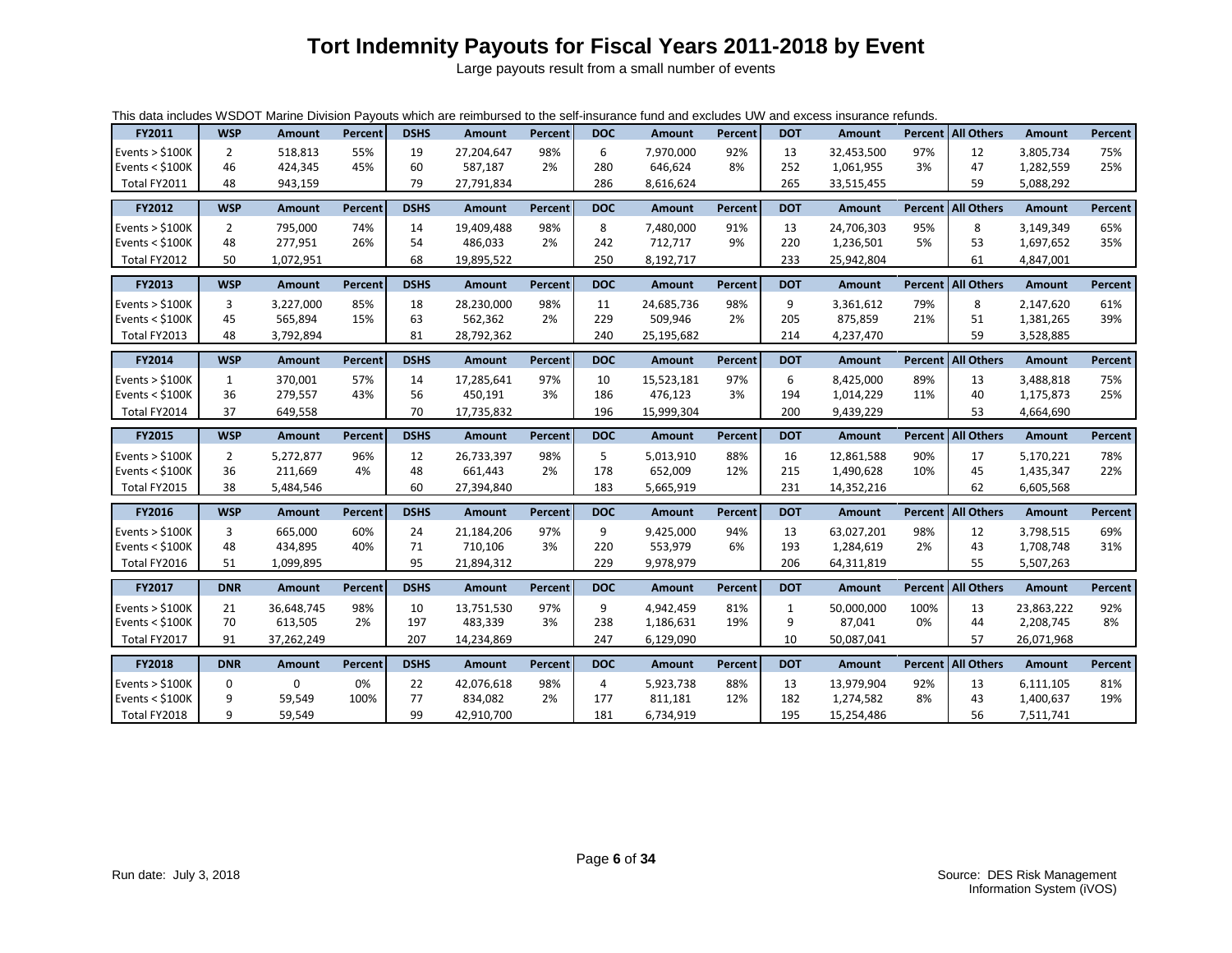# Tort Indemnity Payouts for Fiscal Years 2011-2018 by Event

Large payouts result from a small number of events

This data includes WSDOT Marine Division Payouts which are reimbursed to the self-insurance fund and excludes UW and excess insurance refunds.

| FY2011 | WSP | Amount | Percent | DSHS | Amount | Percent | DOC | Amount | Percent | DOT | Amount | Percent | All Others | Amount | Percent |
|---|---|---|---|---|---|---|---|---|---|---|---|---|---|---|---|
| Events > $100K | 2 | 518,813 | 55% | 19 | 27,204,647 | 98% | 6 | 7,970,000 | 92% | 13 | 32,453,500 | 97% | 12 | 3,805,734 | 75% |
| Events < $100K | 46 | 424,345 | 45% | 60 | 587,187 | 2% | 280 | 646,624 | 8% | 252 | 1,061,955 | 3% | 47 | 1,282,559 | 25% |
| Total FY2011 | 48 | 943,159 | | 79 | 27,791,834 | | 286 | 8,616,624 | | 265 | 33,515,455 | | 59 | 5,088,292 | |
| **FY2012** | **WSP** | **Amount** | **Percent** | **DSHS** | **Amount** | **Percent** | **DOC** | **Amount** | **Percent** | **DOT** | **Amount** | **Percent** | **All Others** | **Amount** | **Percent** |
| Events > $100K | 2 | 795,000 | 74% | 14 | 19,409,488 | 98% | 8 | 7,480,000 | 91% | 13 | 24,706,303 | 95% | 8 | 3,149,349 | 65% |
| Events < $100K | 48 | 277,951 | 26% | 54 | 486,033 | 2% | 242 | 712,717 | 9% | 220 | 1,236,501 | 5% | 53 | 1,697,652 | 35% |
| Total FY2012 | 50 | 1,072,951 | | 68 | 19,895,522 | | 250 | 8,192,717 | | 233 | 25,942,804 | | 61 | 4,847,001 | |
| **FY2013** | **WSP** | **Amount** | **Percent** | **DSHS** | **Amount** | **Percent** | **DOC** | **Amount** | **Percent** | **DOT** | **Amount** | **Percent** | **All Others** | **Amount** | **Percent** |
| Events > $100K | 3 | 3,227,000 | 85% | 18 | 28,230,000 | 98% | 11 | 24,685,736 | 98% | 9 | 3,361,612 | 79% | 8 | 2,147,620 | 61% |
| Events < $100K | 45 | 565,894 | 15% | 63 | 562,362 | 2% | 229 | 509,946 | 2% | 205 | 875,859 | 21% | 51 | 1,381,265 | 39% |
| Total FY2013 | 48 | 3,792,894 | | 81 | 28,792,362 | | 240 | 25,195,682 | | 214 | 4,237,470 | | 59 | 3,528,885 | |
| **FY2014** | **WSP** | **Amount** | **Percent** | **DSHS** | **Amount** | **Percent** | **DOC** | **Amount** | **Percent** | **DOT** | **Amount** | **Percent** | **All Others** | **Amount** | **Percent** |
| Events > $100K | 1 | 370,001 | 57% | 14 | 17,285,641 | 97% | 10 | 15,523,181 | 97% | 6 | 8,425,000 | 89% | 13 | 3,488,818 | 75% |
| Events < $100K | 36 | 279,557 | 43% | 56 | 450,191 | 3% | 186 | 476,123 | 3% | 194 | 1,014,229 | 11% | 40 | 1,175,873 | 25% |
| Total FY2014 | 37 | 649,558 | | 70 | 17,735,832 | | 196 | 15,999,304 | | 200 | 9,439,229 | | 53 | 4,664,690 | |
| **FY2015** | **WSP** | **Amount** | **Percent** | **DSHS** | **Amount** | **Percent** | **DOC** | **Amount** | **Percent** | **DOT** | **Amount** | **Percent** | **All Others** | **Amount** | **Percent** |
| Events > $100K | 2 | 5,272,877 | 96% | 12 | 26,733,397 | 98% | 5 | 5,013,910 | 88% | 16 | 12,861,588 | 90% | 17 | 5,170,221 | 78% |
| Events < $100K | 36 | 211,669 | 4% | 48 | 661,443 | 2% | 178 | 652,009 | 12% | 215 | 1,490,628 | 10% | 45 | 1,435,347 | 22% |
| Total FY2015 | 38 | 5,484,546 | | 60 | 27,394,840 | | 183 | 5,665,919 | | 231 | 14,352,216 | | 62 | 6,605,568 | |
| **FY2016** | **WSP** | **Amount** | **Percent** | **DSHS** | **Amount** | **Percent** | **DOC** | **Amount** | **Percent** | **DOT** | **Amount** | **Percent** | **All Others** | **Amount** | **Percent** |
| Events > $100K | 3 | 665,000 | 60% | 24 | 21,184,206 | 97% | 9 | 9,425,000 | 94% | 13 | 63,027,201 | 98% | 12 | 3,798,515 | 69% |
| Events < $100K | 48 | 434,895 | 40% | 71 | 710,106 | 3% | 220 | 553,979 | 6% | 193 | 1,284,619 | 2% | 43 | 1,708,748 | 31% |
| Total FY2016 | 51 | 1,099,895 | | 95 | 21,894,312 | | 229 | 9,978,979 | | 206 | 64,311,819 | | 55 | 5,507,263 | |
| **FY2017** | **DNR** | **Amount** | **Percent** | **DSHS** | **Amount** | **Percent** | **DOC** | **Amount** | **Percent** | **DOT** | **Amount** | **Percent** | **All Others** | **Amount** | **Percent** |
| Events > $100K | 21 | 36,648,745 | 98% | 10 | 13,751,530 | 97% | 9 | 4,942,459 | 81% | 1 | 50,000,000 | 100% | 13 | 23,863,222 | 92% |
| Events < $100K | 70 | 613,505 | 2% | 197 | 483,339 | 3% | 238 | 1,186,631 | 19% | 9 | 87,041 | 0% | 44 | 2,208,745 | 8% |
| Total FY2017 | 91 | 37,262,249 | | 207 | 14,234,869 | | 247 | 6,129,090 | | 10 | 50,087,041 | | 57 | 26,071,968 | |
| **FY2018** | **DNR** | **Amount** | **Percent** | **DSHS** | **Amount** | **Percent** | **DOC** | **Amount** | **Percent** | **DOT** | **Amount** | **Percent** | **All Others** | **Amount** | **Percent** |
| Events > $100K | 0 | 0 | 0% | 22 | 42,076,618 | 98% | 4 | 5,923,738 | 88% | 13 | 13,979,904 | 92% | 13 | 6,111,105 | 81% |
| Events < $100K | 9 | 59,549 | 100% | 77 | 834,082 | 2% | 177 | 811,181 | 12% | 182 | 1,274,582 | 8% | 43 | 1,400,637 | 19% |
| Total FY2018 | 9 | 59,549 | | 99 | 42,910,700 | | 181 | 6,734,919 | | 195 | 15,254,486 | | 56 | 7,511,741 | |

Run date: July 3, 2018

Source: DES Risk Management Information System (iVOS)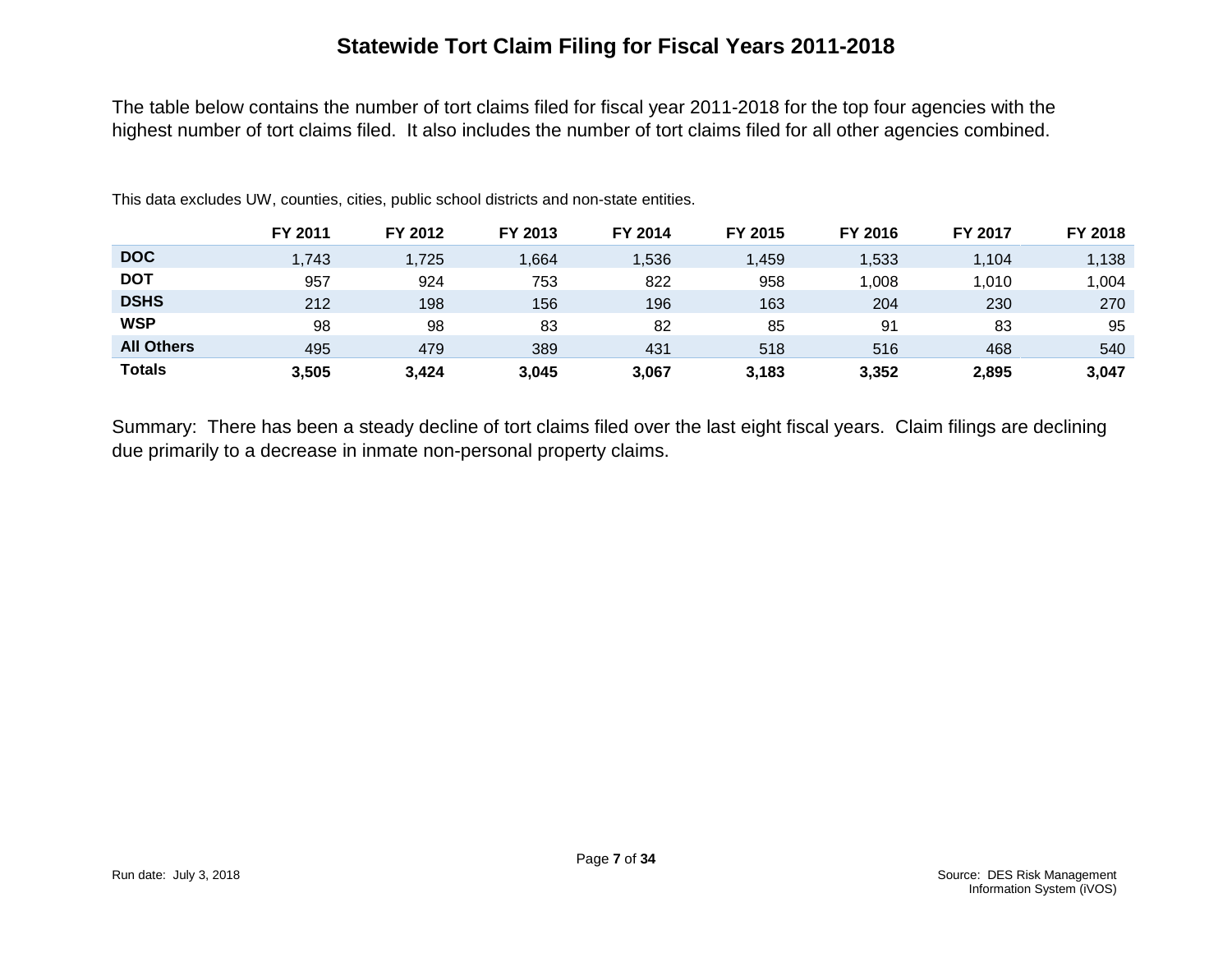# Statewide Tort Claim Filing for Fiscal Years 2011-2018

The table below contains the number of tort claims filed for fiscal year 2011-2018 for the top four agencies with the highest number of tort claims filed. It also includes the number of tort claims filed for all other agencies combined.

This data excludes UW, counties, cities, public school districts and non-state entities.

| | FY 2011 | FY 2012 | FY 2013 | FY 2014 | FY 2015 | FY 2016 | FY 2017 | FY 2018 |
|---|---|---|---|---|---|---|---|---|
| **DOC** | 1,743 | 1,725 | 1,664 | 1,536 | 1,459 | 1,533 | 1,104 | 1,138 |
| **DOT** | 957 | 924 | 753 | 822 | 958 | 1,008 | 1,010 | 1,004 |
| **DSHS** | 212 | 198 | 156 | 196 | 163 | 204 | 230 | 270 |
| **WSP** | 98 | 98 | 83 | 82 | 85 | 91 | 83 | 95 |
| **All Others** | 495 | 479 | 389 | 431 | 518 | 516 | 468 | 540 |
| **Totals** | **3,505** | **3,424** | **3,045** | **3,067** | **3,183** | **3,352** | **2,895** | **3,047** |

Summary: There has been a steady decline of tort claims filed over the last eight fiscal years. Claim filings are declining due primarily to a decrease in inmate non-personal property claims.

Run date: July 3, 2018

Source: DES Risk Management Information System (iVOS)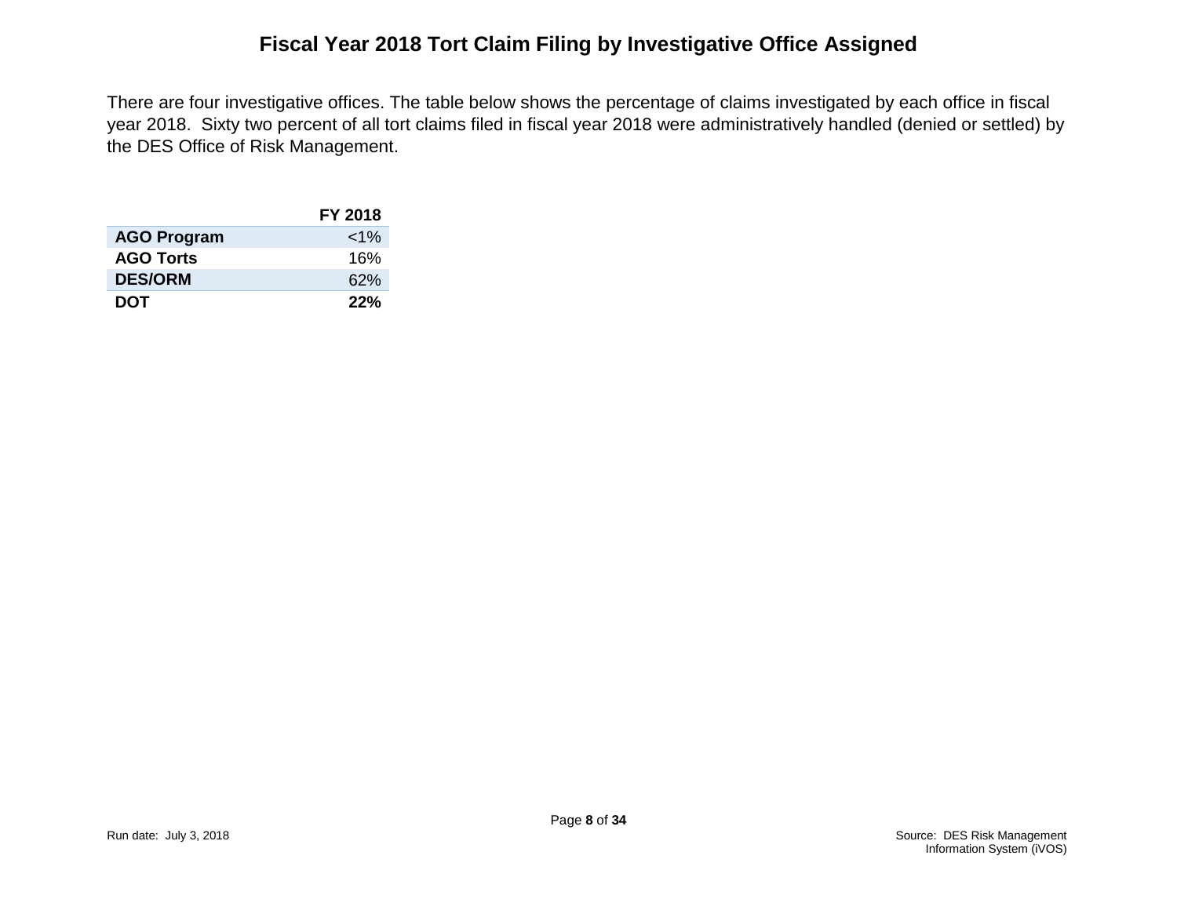# Fiscal Year 2018 Tort Claim Filing by Investigative Office Assigned

There are four investigative offices. The table below shows the percentage of claims investigated by each office in fiscal year 2018. Sixty two percent of all tort claims filed in fiscal year 2018 were administratively handled (denied or settled) by the DES Office of Risk Management.

| | FY 2018 |
|---|---|
| **AGO Program** | <1% |
| **AGO Torts** | 16% |
| **DES/ORM** | 62% |
| **DOT** | **22%** |

Run date: July 3, 2018

Source: DES Risk Management Information System (iVOS)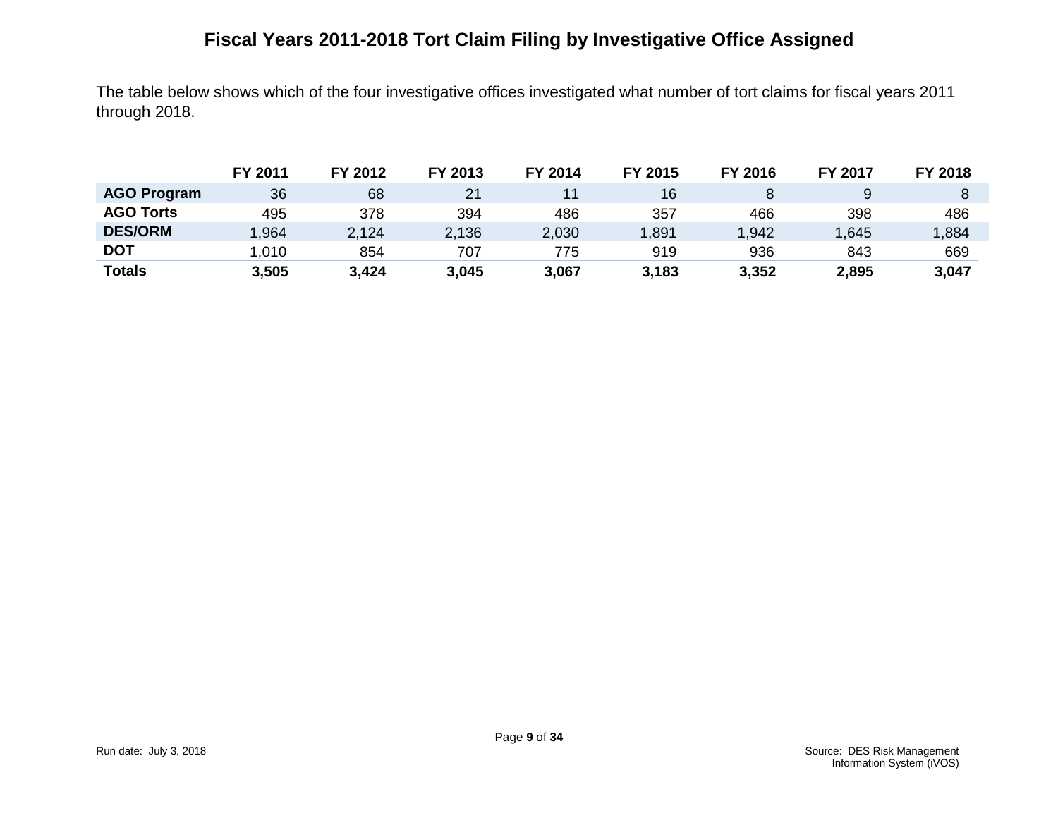# Fiscal Years 2011-2018 Tort Claim Filing by Investigative Office Assigned

The table below shows which of the four investigative offices investigated what number of tort claims for fiscal years 2011 through 2018.

| | FY 2011 | FY 2012 | FY 2013 | FY 2014 | FY 2015 | FY 2016 | FY 2017 | FY 2018 |
|---|---|---|---|---|---|---|---|---|
| **AGO Program** | 36 | 68 | 21 | 11 | 16 | 8 | 9 | 8 |
| **AGO Torts** | 495 | 378 | 394 | 486 | 357 | 466 | 398 | 486 |
| **DES/ORM** | 1,964 | 2,124 | 2,136 | 2,030 | 1,891 | 1,942 | 1,645 | 1,884 |
| **DOT** | 1,010 | 854 | 707 | 775 | 919 | 936 | 843 | 669 |
| **Totals** | **3,505** | **3,424** | **3,045** | **3,067** | **3,183** | **3,352** | **2,895** | **3,047** |

Run date: July 3, 2018

Source: DES Risk Management Information System (iVOS)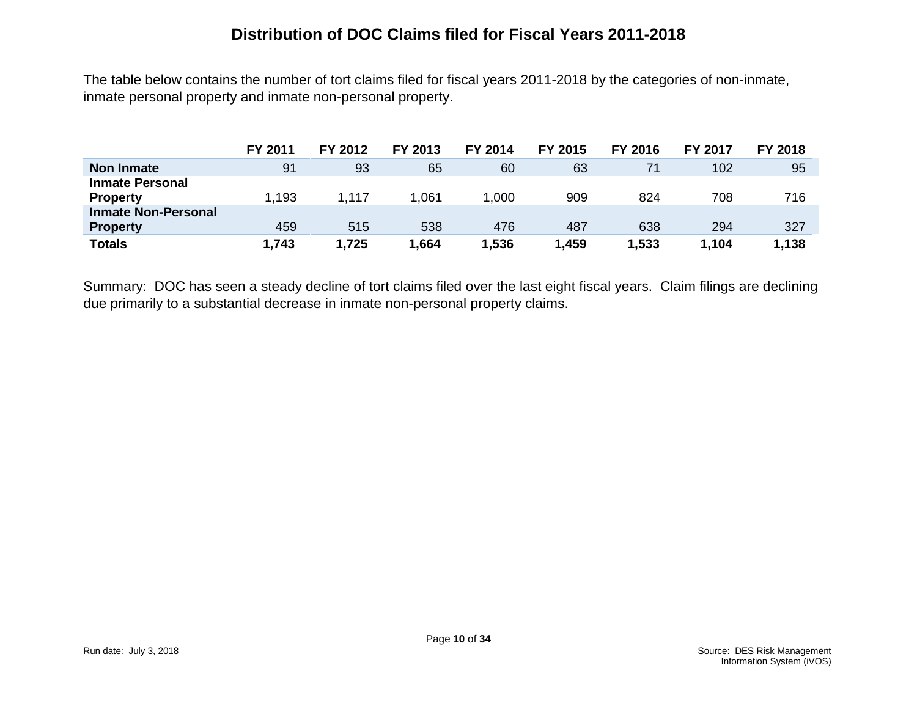# Distribution of DOC Claims filed for Fiscal Years 2011-2018

The table below contains the number of tort claims filed for fiscal years 2011-2018 by the categories of non-inmate, inmate personal property and inmate non-personal property.

| | FY 2011 | FY 2012 | FY 2013 | FY 2014 | FY 2015 | FY 2016 | FY 2017 | FY 2018 |
|---|---|---|---|---|---|---|---|---|
| **Non Inmate** | 91 | 93 | 65 | 60 | 63 | 71 | 102 | 95 |
| **Inmate Personal Property** | 1,193 | 1,117 | 1,061 | 1,000 | 909 | 824 | 708 | 716 |
| **Inmate Non-Personal Property** | 459 | 515 | 538 | 476 | 487 | 638 | 294 | 327 |
| **Totals** | **1,743** | **1,725** | **1,664** | **1,536** | **1,459** | **1,533** | **1,104** | **1,138** |

Summary: DOC has seen a steady decline of tort claims filed over the last eight fiscal years. Claim filings are declining due primarily to a substantial decrease in inmate non-personal property claims.

Run date: July 3, 2018

Source: DES Risk Management Information System (iVOS)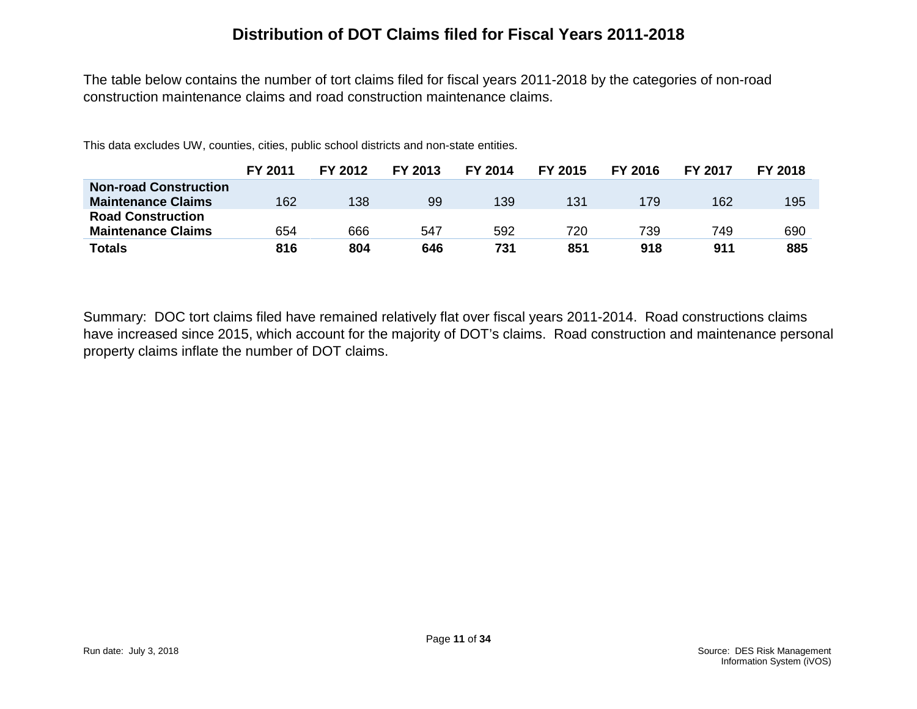# Distribution of DOT Claims filed for Fiscal Years 2011-2018

The table below contains the number of tort claims filed for fiscal years 2011-2018 by the categories of non-road construction maintenance claims and road construction maintenance claims.

This data excludes UW, counties, cities, public school districts and non-state entities.

| | FY 2011 | FY 2012 | FY 2013 | FY 2014 | FY 2015 | FY 2016 | FY 2017 | FY 2018 |
|---|---|---|---|---|---|---|---|---|
| **Non-road Construction Maintenance Claims** | 162 | 138 | 99 | 139 | 131 | 179 | 162 | 195 |
| **Road Construction Maintenance Claims** | 654 | 666 | 547 | 592 | 720 | 739 | 749 | 690 |
| **Totals** | **816** | **804** | **646** | **731** | **851** | **918** | **911** | **885** |

Summary: DOC tort claims filed have remained relatively flat over fiscal years 2011-2014. Road constructions claims have increased since 2015, which account for the majority of DOT's claims. Road construction and maintenance personal property claims inflate the number of DOT claims.

Run date: July 3, 2018

Source: DES Risk Management Information System (iVOS)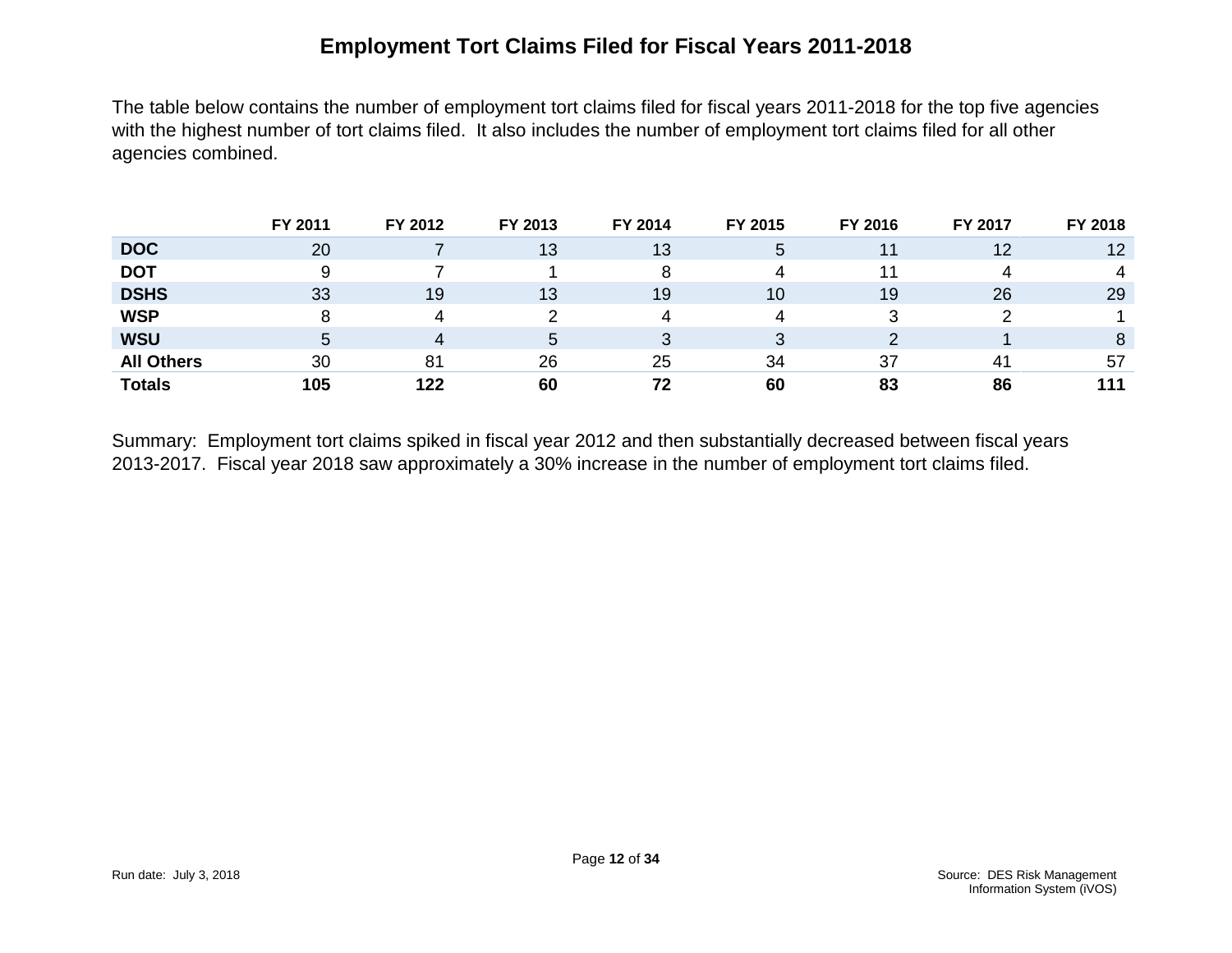# Employment Tort Claims Filed for Fiscal Years 2011-2018

The table below contains the number of employment tort claims filed for fiscal years 2011-2018 for the top five agencies with the highest number of tort claims filed. It also includes the number of employment tort claims filed for all other agencies combined.

| | FY 2011 | FY 2012 | FY 2013 | FY 2014 | FY 2015 | FY 2016 | FY 2017 | FY 2018 |
|---|---|---|---|---|---|---|---|---|
| **DOC** | 20 | 7 | 13 | 13 | 5 | 11 | 12 | 12 |
| **DOT** | 9 | 7 | 1 | 8 | 4 | 11 | 4 | 4 |
| **DSHS** | 33 | 19 | 13 | 19 | 10 | 19 | 26 | 29 |
| **WSP** | 8 | 4 | 2 | 4 | 4 | 3 | 2 | 1 |
| **WSU** | 5 | 4 | 5 | 3 | 3 | 2 | 1 | 8 |
| **All Others** | 30 | 81 | 26 | 25 | 34 | 37 | 41 | 57 |
| **Totals** | **105** | **122** | **60** | **72** | **60** | **83** | **86** | **111** |

Summary: Employment tort claims spiked in fiscal year 2012 and then substantially decreased between fiscal years 2013-2017. Fiscal year 2018 saw approximately a 30% increase in the number of employment tort claims filed.

Run date: July 3, 2018

Source: DES Risk Management Information System (iVOS)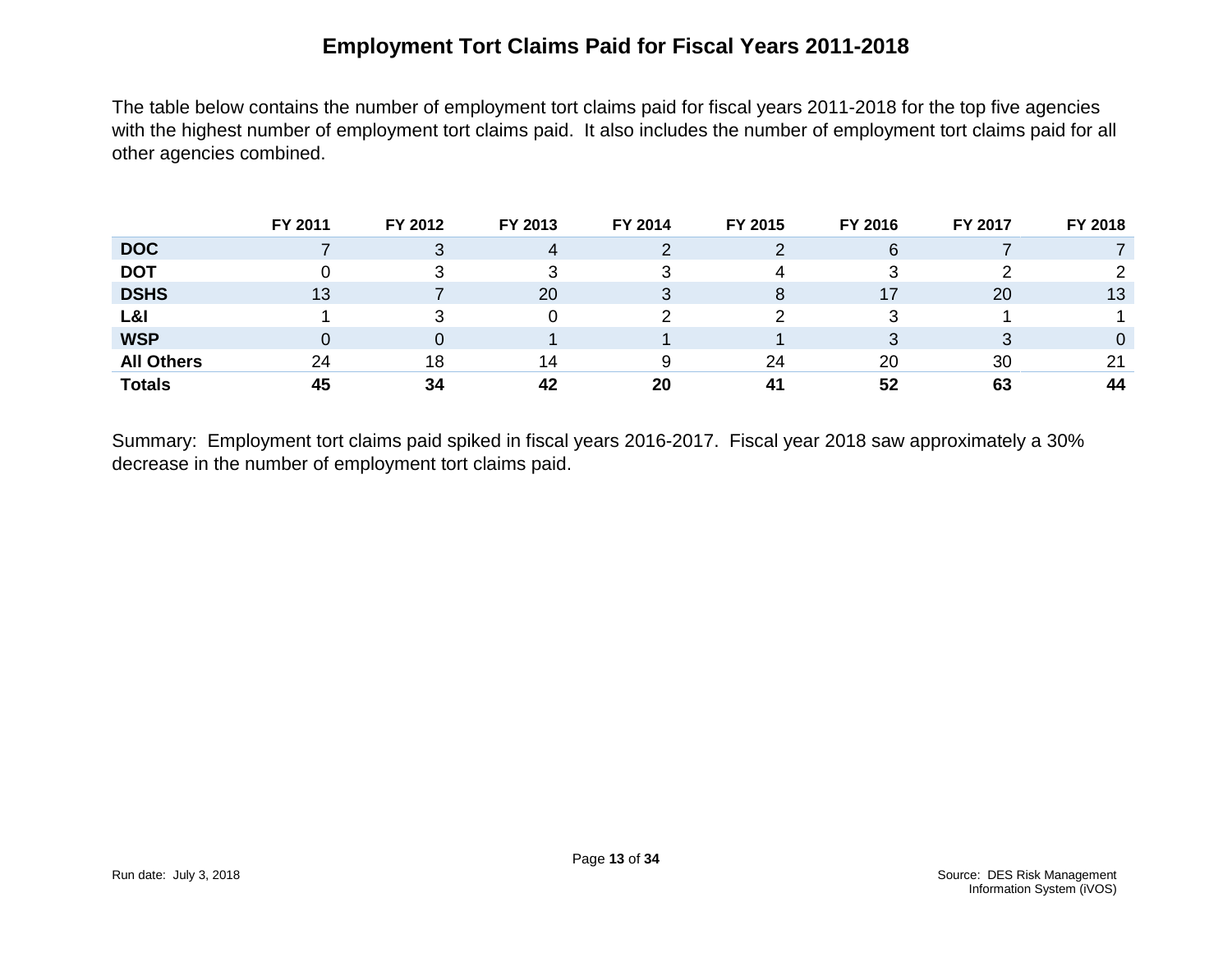# Employment Tort Claims Paid for Fiscal Years 2011-2018

The table below contains the number of employment tort claims paid for fiscal years 2011-2018 for the top five agencies with the highest number of employment tort claims paid. It also includes the number of employment tort claims paid for all other agencies combined.

| | FY 2011 | FY 2012 | FY 2013 | FY 2014 | FY 2015 | FY 2016 | FY 2017 | FY 2018 |
|---|---|---|---|---|---|---|---|---|
| **DOC** | 7 | 3 | 4 | 2 | 2 | 6 | 7 | 7 |
| **DOT** | 0 | 3 | 3 | 3 | 4 | 3 | 2 | 2 |
| **DSHS** | 13 | 7 | 20 | 3 | 8 | 17 | 20 | 13 |
| **L&I** | 1 | 3 | 0 | 2 | 2 | 3 | 1 | 1 |
| **WSP** | 0 | 0 | 1 | 1 | 1 | 3 | 3 | 0 |
| **All Others** | 24 | 18 | 14 | 9 | 24 | 20 | 30 | 21 |
| **Totals** | **45** | **34** | **42** | **20** | **41** | **52** | **63** | **44** |

Summary: Employment tort claims paid spiked in fiscal years 2016-2017. Fiscal year 2018 saw approximately a 30% decrease in the number of employment tort claims paid.

Run date: July 3, 2018

Source: DES Risk Management Information System (iVOS)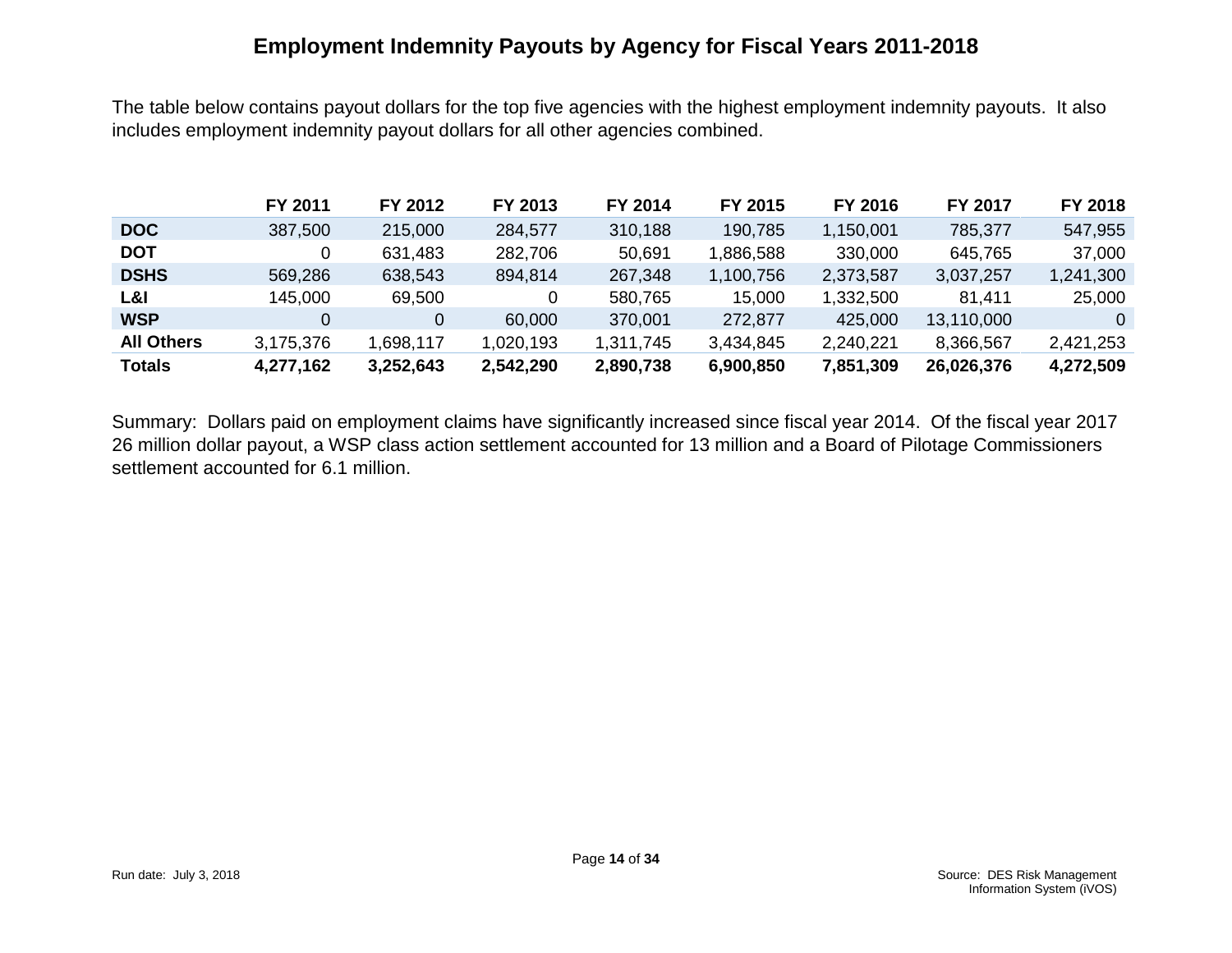# Employment Indemnity Payouts by Agency for Fiscal Years 2011-2018

The table below contains payout dollars for the top five agencies with the highest employment indemnity payouts. It also includes employment indemnity payout dollars for all other agencies combined.

| | FY 2011 | FY 2012 | FY 2013 | FY 2014 | FY 2015 | FY 2016 | FY 2017 | FY 2018 |
|---|---|---|---|---|---|---|---|---|
| **DOC** | 387,500 | 215,000 | 284,577 | 310,188 | 190,785 | 1,150,001 | 785,377 | 547,955 |
| **DOT** | 0 | 631,483 | 282,706 | 50,691 | 1,886,588 | 330,000 | 645,765 | 37,000 |
| **DSHS** | 569,286 | 638,543 | 894,814 | 267,348 | 1,100,756 | 2,373,587 | 3,037,257 | 1,241,300 |
| **L&I** | 145,000 | 69,500 | 0 | 580,765 | 15,000 | 1,332,500 | 81,411 | 25,000 |
| **WSP** | 0 | 0 | 60,000 | 370,001 | 272,877 | 425,000 | 13,110,000 | 0 |
| **All Others** | 3,175,376 | 1,698,117 | 1,020,193 | 1,311,745 | 3,434,845 | 2,240,221 | 8,366,567 | 2,421,253 |
| **Totals** | **4,277,162** | **3,252,643** | **2,542,290** | **2,890,738** | **6,900,850** | **7,851,309** | **26,026,376** | **4,272,509** |

Summary: Dollars paid on employment claims have significantly increased since fiscal year 2014. Of the fiscal year 2017 26 million dollar payout, a WSP class action settlement accounted for 13 million and a Board of Pilotage Commissioners settlement accounted for 6.1 million.

Run date: July 3, 2018

Source: DES Risk Management Information System (iVOS)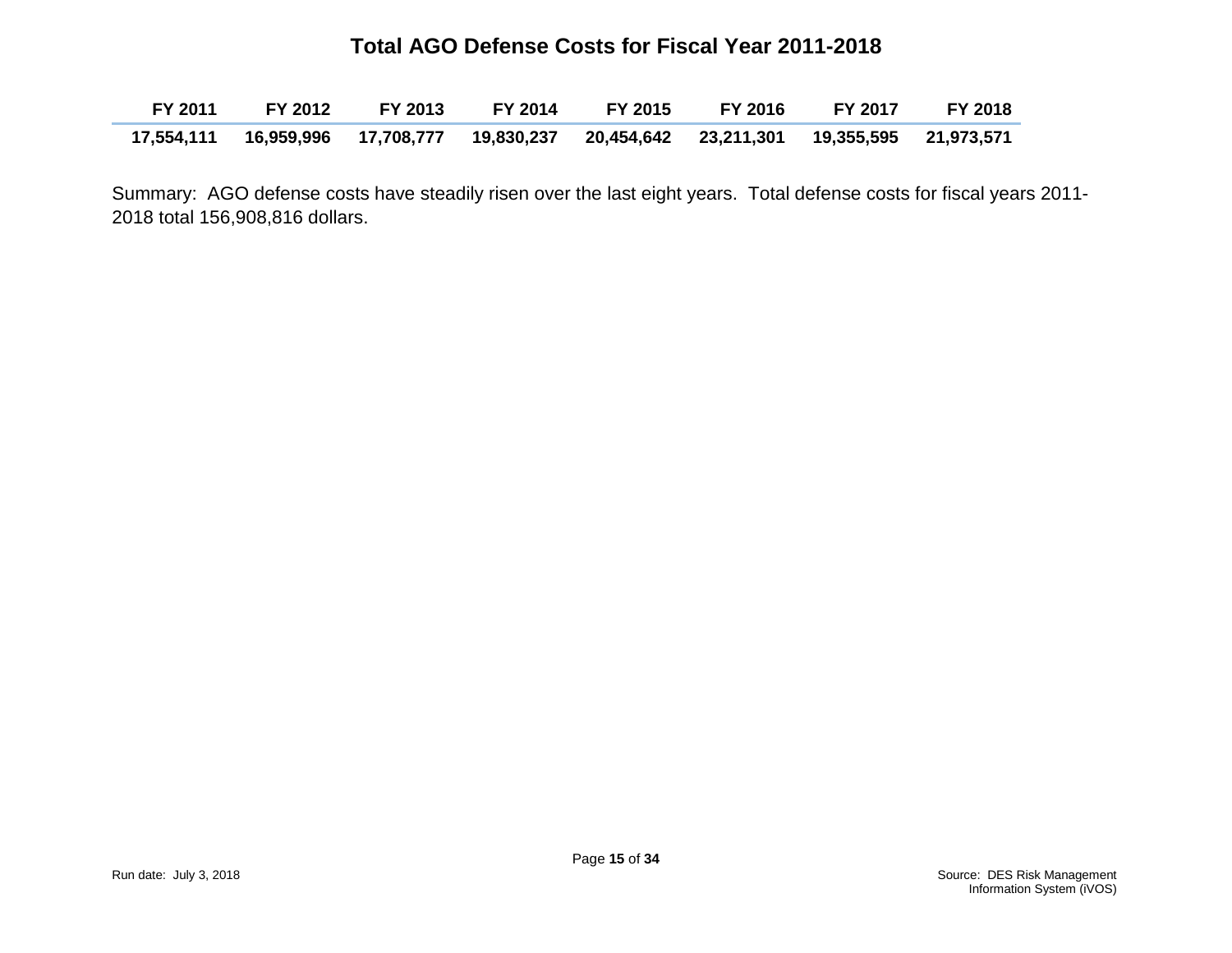# Total AGO Defense Costs for Fiscal Year 2011-2018

| FY 2011 | FY 2012 | FY 2013 | FY 2014 | FY 2015 | FY 2016 | FY 2017 | FY 2018 |
|---|---|---|---|---|---|---|---|
| **17,554,111** | **16,959,996** | **17,708,777** | **19,830,237** | **20,454,642** | **23,211,301** | **19,355,595** | **21,973,571** |

Summary: AGO defense costs have steadily risen over the last eight years. Total defense costs for fiscal years 2011-2018 total 156,908,816 dollars.

Run date: July 3, 2018

Source: DES Risk Management Information System (iVOS)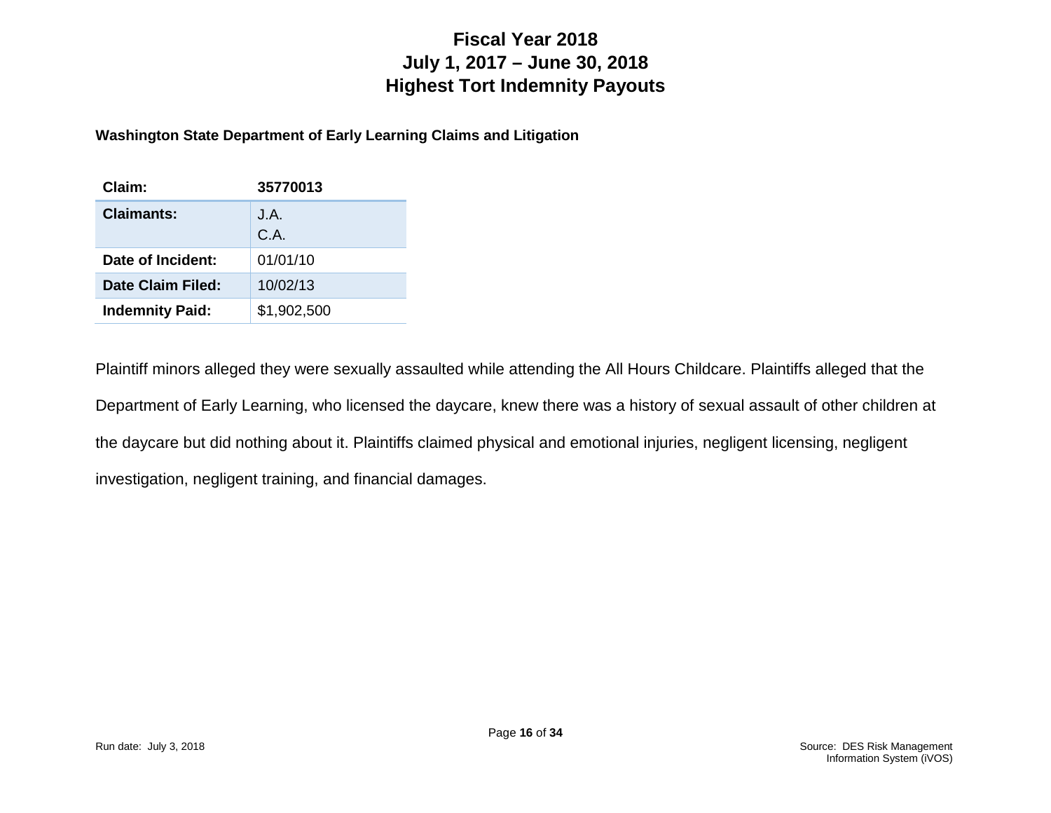# Fiscal Year 2018
# July 1, 2017 – June 30, 2018
# Highest Tort Indemnity Payouts

**Washington State Department of Early Learning Claims and Litigation**

| **Claim:** | **35770013** |
|---|---|
| **Claimants:** | J.A.<br>C.A. |
| **Date of Incident:** | 01/01/10 |
| **Date Claim Filed:** | 10/02/13 |
| **Indemnity Paid:** | $1,902,500 |

Plaintiff minors alleged they were sexually assaulted while attending the All Hours Childcare. Plaintiffs alleged that the Department of Early Learning, who licensed the daycare, knew there was a history of sexual assault of other children at the daycare but did nothing about it. Plaintiffs claimed physical and emotional injuries, negligent licensing, negligent investigation, negligent training, and financial damages.

Run date: July 3, 2018

Source: DES Risk Management Information System (iVOS)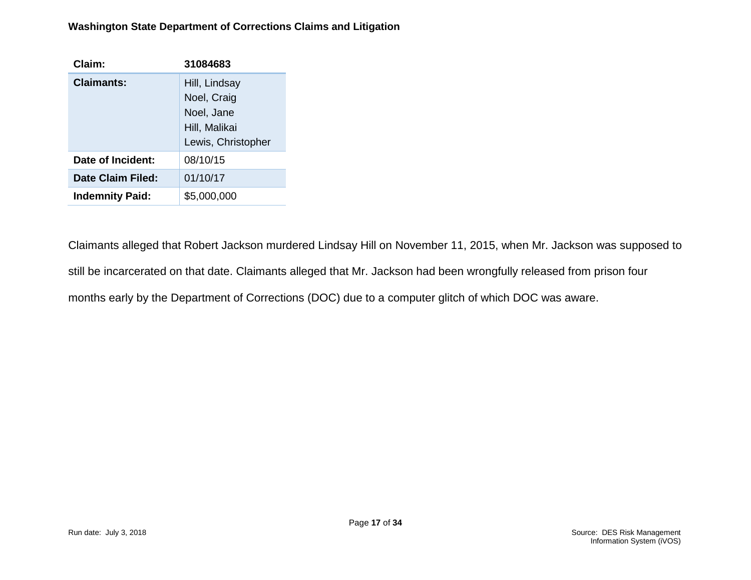| Claim: | 31084683 |
| --- | --- |
| Claimants: | Hill, Lindsay<br>Noel, Craig<br>Noel, Jane<br>Hill, Malikai<br>Lewis, Christopher |
| Date of Incident: | 08/10/15 |
| Date Claim Filed: | 01/10/17 |
| Indemnity Paid: | $5,000,000 |

Claimants alleged that Robert Jackson murdered Lindsay Hill on November 11, 2015, when Mr. Jackson was supposed to still be incarcerated on that date. Claimants alleged that Mr. Jackson had been wrongfully released from prison four months early by the Department of Corrections (DOC) due to a computer glitch of which DOC was aware.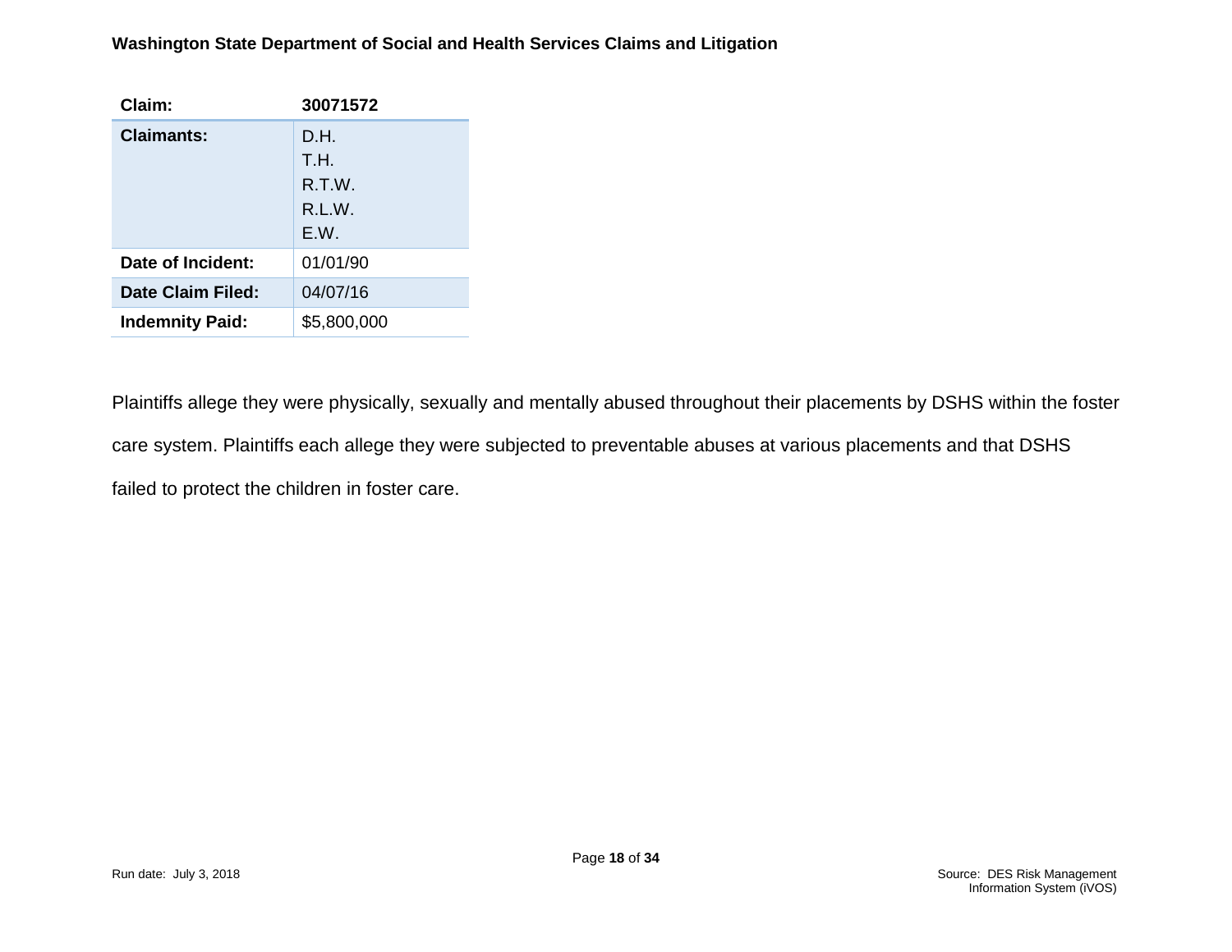| Claim: | 30071572 |
|---|---|
| Claimants: | D.H.<br>T.H.<br>R.T.W.<br>R.L.W.<br>E.W. |
| Date of Incident: | 01/01/90 |
| Date Claim Filed: | 04/07/16 |
| Indemnity Paid: | $5,800,000 |

Plaintiffs allege they were physically, sexually and mentally abused throughout their placements by DSHS within the foster care system. Plaintiffs each allege they were subjected to preventable abuses at various placements and that DSHS failed to protect the children in foster care.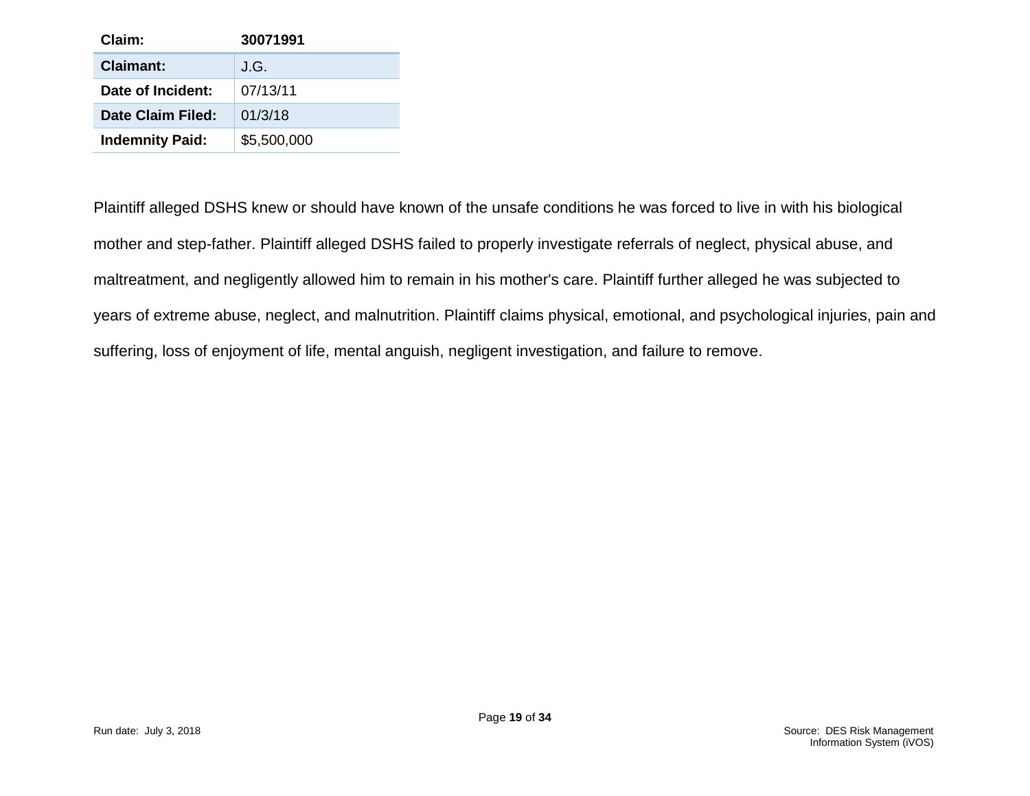| Claim: | 30071991 |
|---|---|
| Claimant: | J.G. |
| Date of Incident: | 07/13/11 |
| Date Claim Filed: | 01/3/18 |
| Indemnity Paid: | $5,500,000 |

Plaintiff alleged DSHS knew or should have known of the unsafe conditions he was forced to live in with his biological mother and step-father. Plaintiff alleged DSHS failed to properly investigate referrals of neglect, physical abuse, and maltreatment, and negligently allowed him to remain in his mother's care. Plaintiff further alleged he was subjected to years of extreme abuse, neglect, and malnutrition. Plaintiff claims physical, emotional, and psychological injuries, pain and suffering, loss of enjoyment of life, mental anguish, negligent investigation, and failure to remove.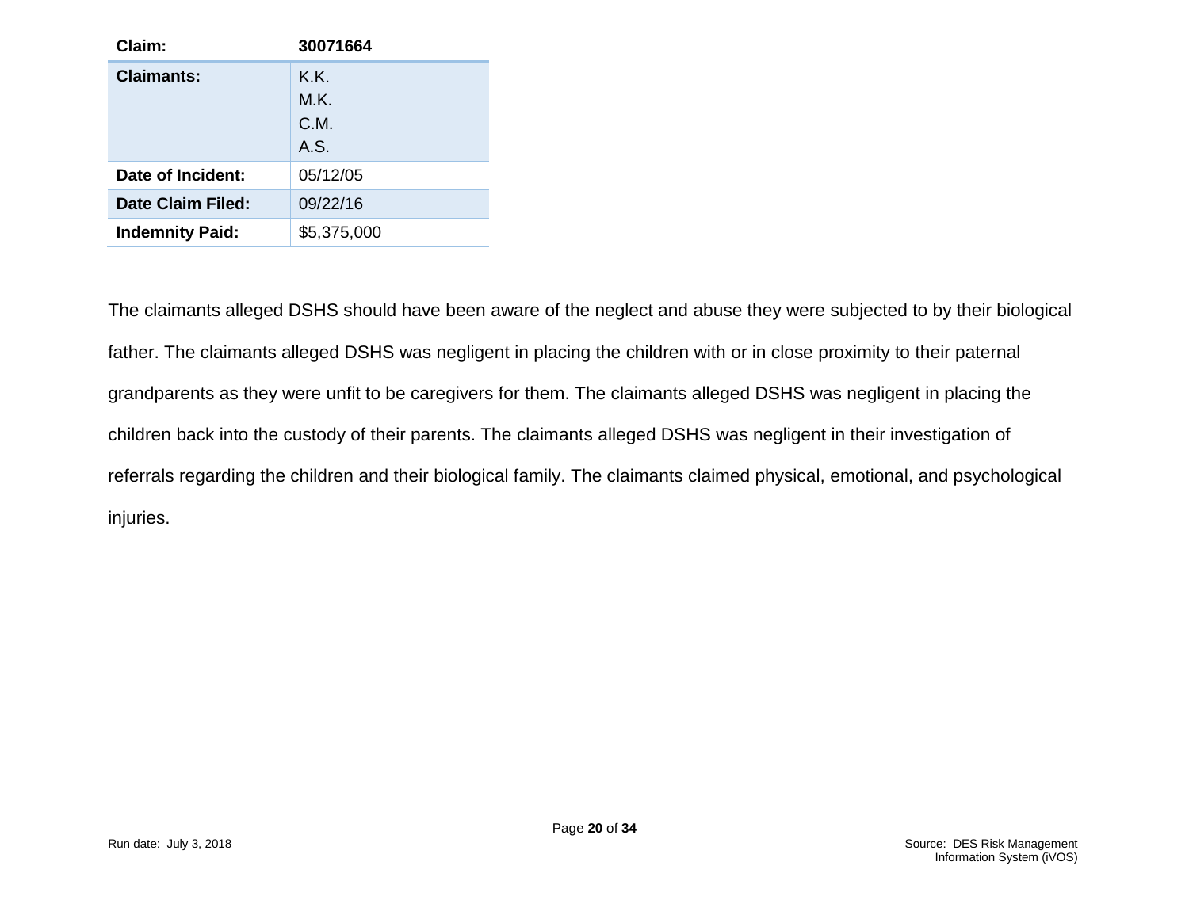| Claim: | 30071664 |
|---|---|
| **Claimants:** | K.K.<br>M.K.<br>C.M.<br>A.S. |
| **Date of Incident:** | 05/12/05 |
| **Date Claim Filed:** | 09/22/16 |
| **Indemnity Paid:** | $5,375,000 |

The claimants alleged DSHS should have been aware of the neglect and abuse they were subjected to by their biological father. The claimants alleged DSHS was negligent in placing the children with or in close proximity to their paternal grandparents as they were unfit to be caregivers for them. The claimants alleged DSHS was negligent in placing the children back into the custody of their parents. The claimants alleged DSHS was negligent in their investigation of referrals regarding the children and their biological family. The claimants claimed physical, emotional, and psychological injuries.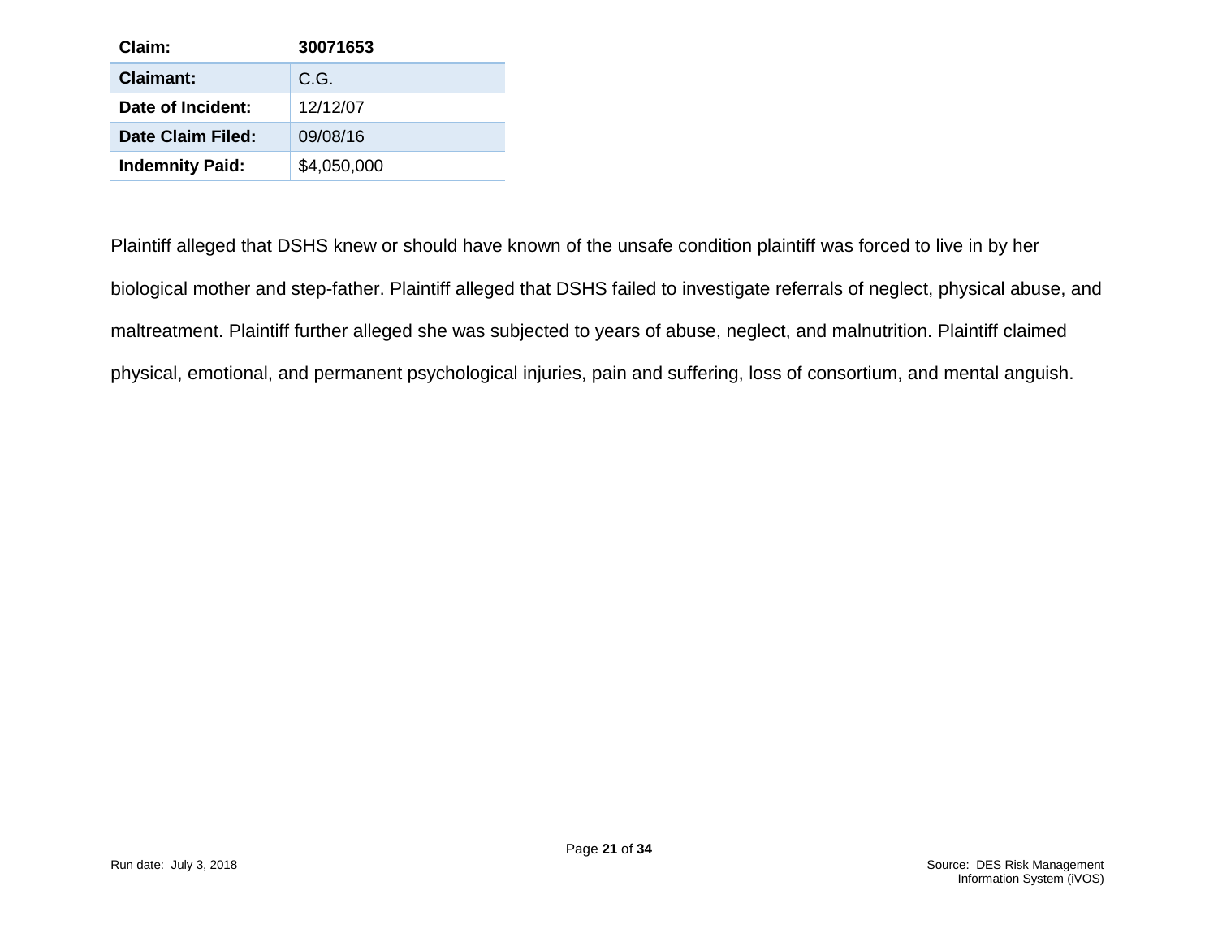| Claim: | 30071653 |
|---|---|
| **Claimant:** | C.G. |
| **Date of Incident:** | 12/12/07 |
| **Date Claim Filed:** | 09/08/16 |
| **Indemnity Paid:** | $4,050,000 |

Plaintiff alleged that DSHS knew or should have known of the unsafe condition plaintiff was forced to live in by her biological mother and step-father. Plaintiff alleged that DSHS failed to investigate referrals of neglect, physical abuse, and maltreatment. Plaintiff further alleged she was subjected to years of abuse, neglect, and malnutrition. Plaintiff claimed physical, emotional, and permanent psychological injuries, pain and suffering, loss of consortium, and mental anguish.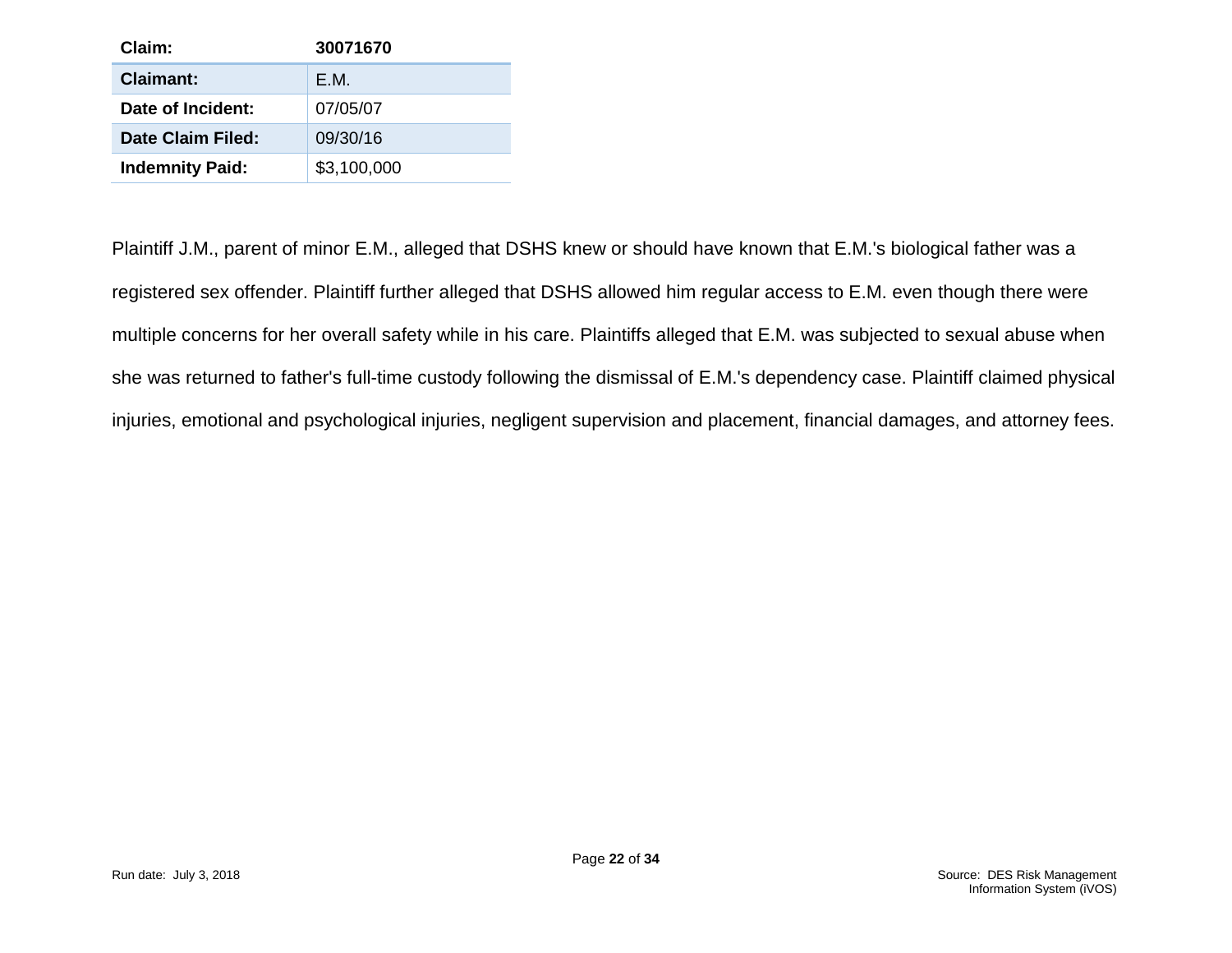| Claim: | 30071670 |
|---|---|
| **Claimant:** | E.M. |
| **Date of Incident:** | 07/05/07 |
| **Date Claim Filed:** | 09/30/16 |
| **Indemnity Paid:** | $3,100,000 |

Plaintiff J.M., parent of minor E.M., alleged that DSHS knew or should have known that E.M.'s biological father was a registered sex offender. Plaintiff further alleged that DSHS allowed him regular access to E.M. even though there were multiple concerns for her overall safety while in his care. Plaintiffs alleged that E.M. was subjected to sexual abuse when she was returned to father's full-time custody following the dismissal of E.M.'s dependency case. Plaintiff claimed physical injuries, emotional and psychological injuries, negligent supervision and placement, financial damages, and attorney fees.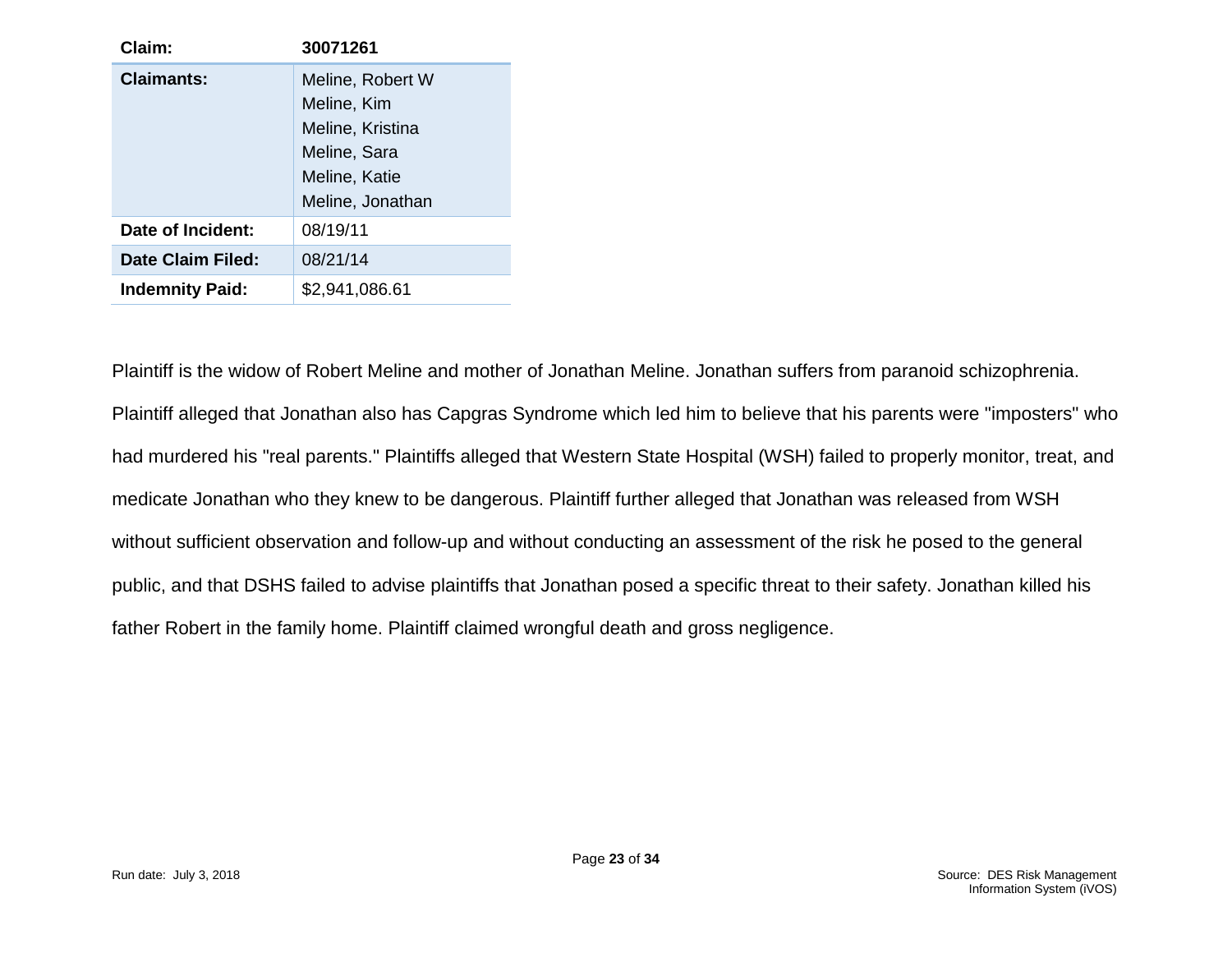| Claim: | 30071261 |
|---|---|
| **Claimants:** | Meline, Robert W<br>Meline, Kim<br>Meline, Kristina<br>Meline, Sara<br>Meline, Katie<br>Meline, Jonathan |
| **Date of Incident:** | 08/19/11 |
| **Date Claim Filed:** | 08/21/14 |
| **Indemnity Paid:** | $2,941,086.61 |

Plaintiff is the widow of Robert Meline and mother of Jonathan Meline. Jonathan suffers from paranoid schizophrenia. Plaintiff alleged that Jonathan also has Capgras Syndrome which led him to believe that his parents were "imposters" who had murdered his "real parents." Plaintiffs alleged that Western State Hospital (WSH) failed to properly monitor, treat, and medicate Jonathan who they knew to be dangerous. Plaintiff further alleged that Jonathan was released from WSH without sufficient observation and follow-up and without conducting an assessment of the risk he posed to the general public, and that DSHS failed to advise plaintiffs that Jonathan posed a specific threat to their safety. Jonathan killed his father Robert in the family home. Plaintiff claimed wrongful death and gross negligence.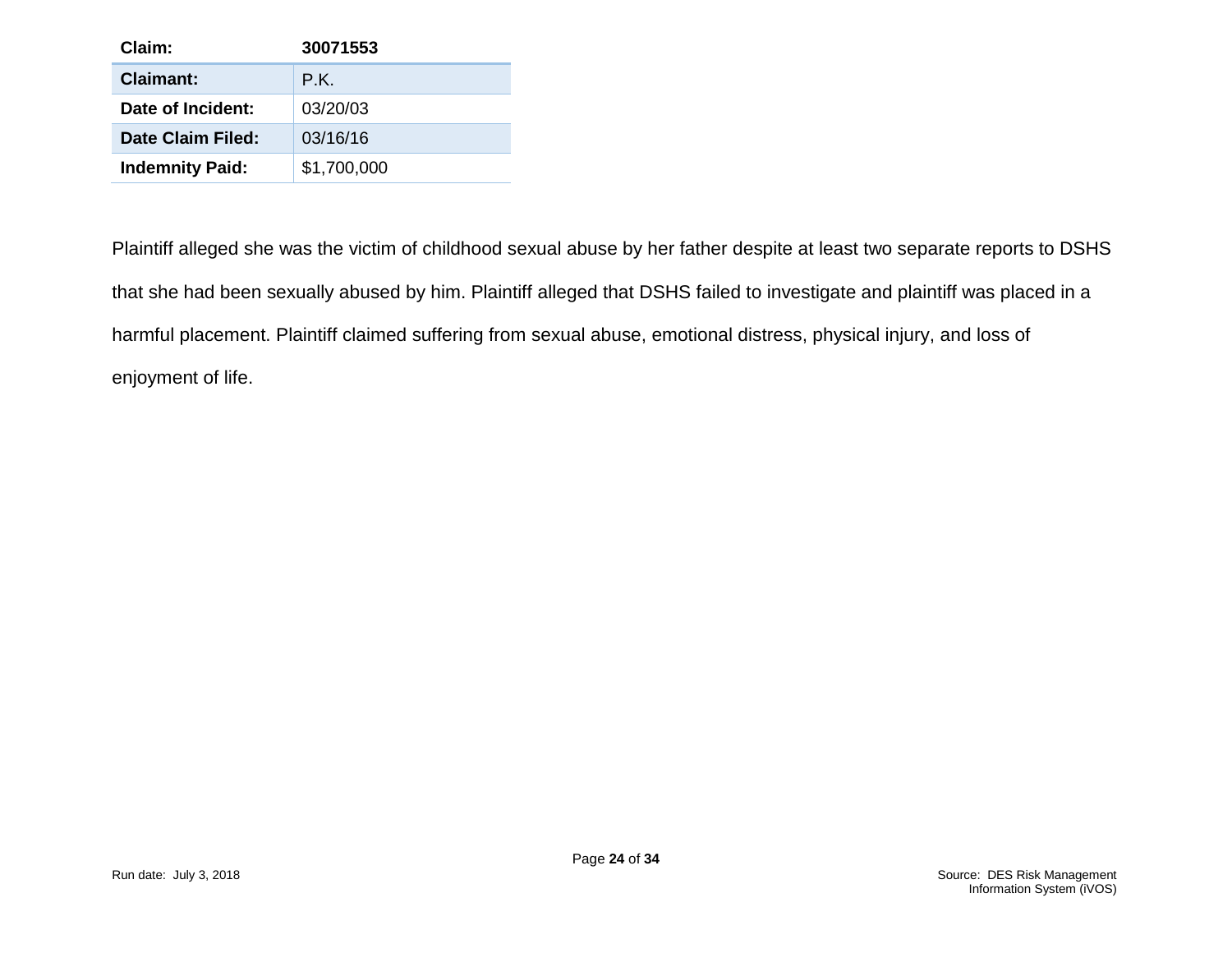| Claim: | 30071553 |
|---|---|
| Claimant: | P.K. |
| Date of Incident: | 03/20/03 |
| Date Claim Filed: | 03/16/16 |
| Indemnity Paid: | $1,700,000 |

Plaintiff alleged she was the victim of childhood sexual abuse by her father despite at least two separate reports to DSHS that she had been sexually abused by him. Plaintiff alleged that DSHS failed to investigate and plaintiff was placed in a harmful placement. Plaintiff claimed suffering from sexual abuse, emotional distress, physical injury, and loss of enjoyment of life.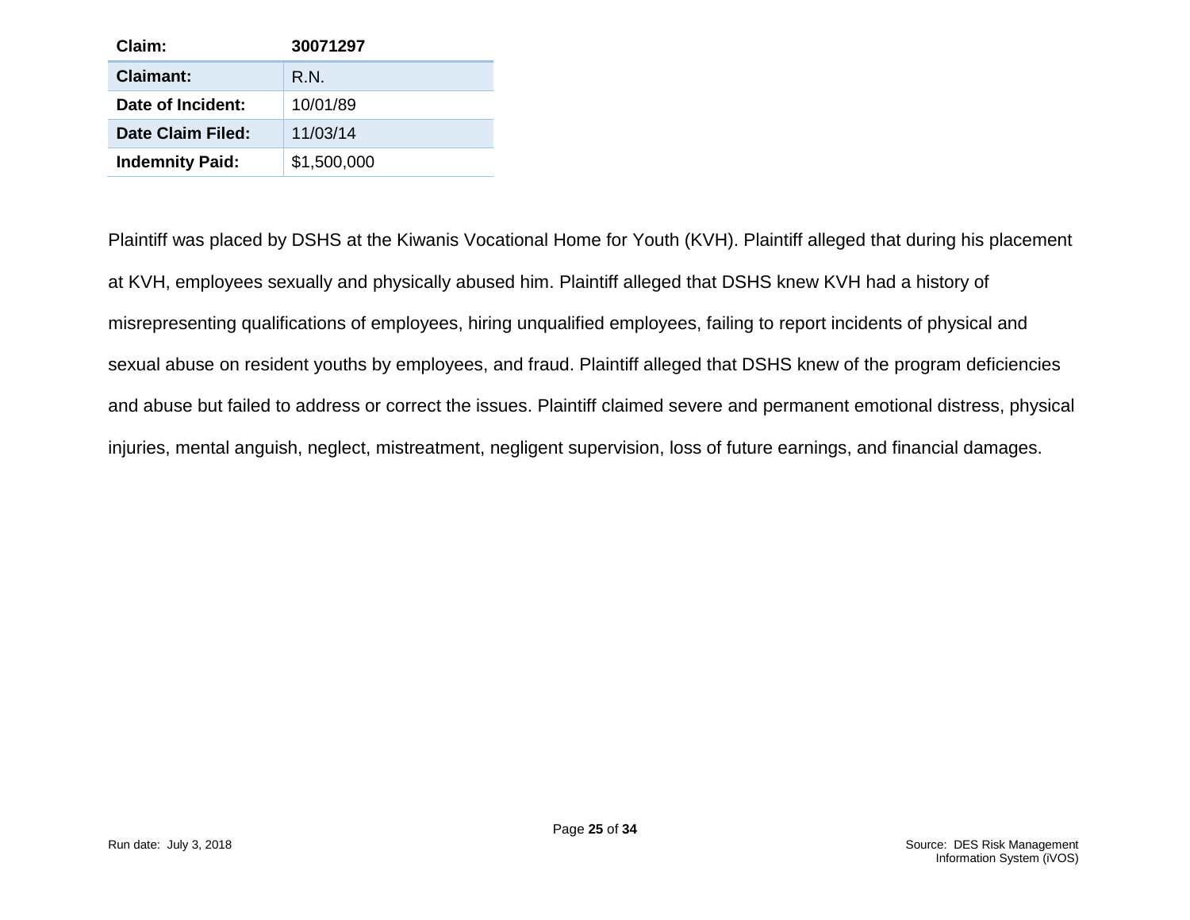| Claim: | 30071297 |
|---|---|
| Claimant: | R.N. |
| Date of Incident: | 10/01/89 |
| Date Claim Filed: | 11/03/14 |
| Indemnity Paid: | $1,500,000 |

Plaintiff was placed by DSHS at the Kiwanis Vocational Home for Youth (KVH). Plaintiff alleged that during his placement at KVH, employees sexually and physically abused him. Plaintiff alleged that DSHS knew KVH had a history of misrepresenting qualifications of employees, hiring unqualified employees, failing to report incidents of physical and sexual abuse on resident youths by employees, and fraud. Plaintiff alleged that DSHS knew of the program deficiencies and abuse but failed to address or correct the issues. Plaintiff claimed severe and permanent emotional distress, physical injuries, mental anguish, neglect, mistreatment, negligent supervision, loss of future earnings, and financial damages.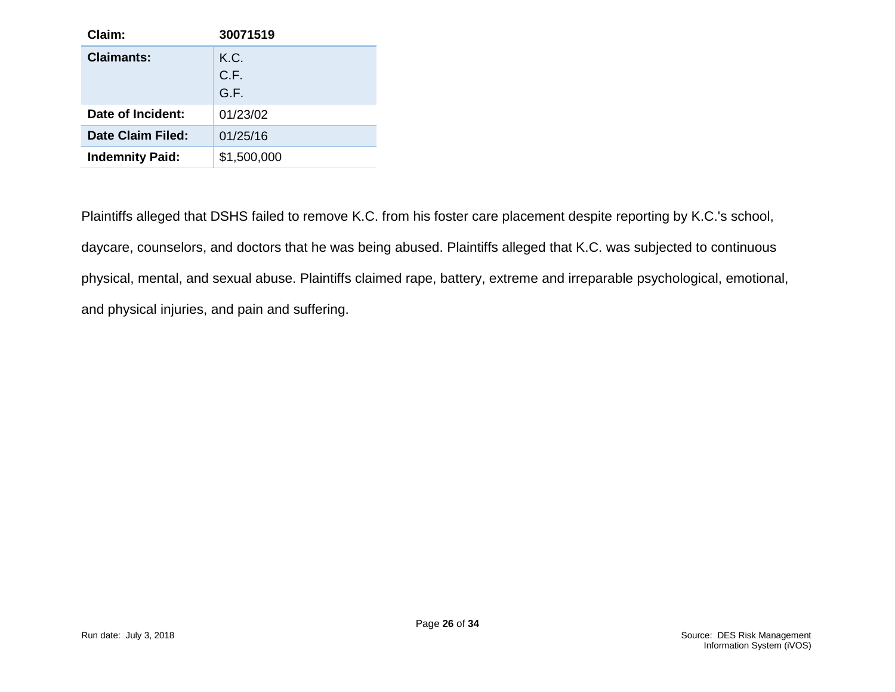| Claim: | 30071519 |
|---|---|
| Claimants: | K.C.<br>C.F.<br>G.F. |
| Date of Incident: | 01/23/02 |
| Date Claim Filed: | 01/25/16 |
| Indemnity Paid: | $1,500,000 |

Plaintiffs alleged that DSHS failed to remove K.C. from his foster care placement despite reporting by K.C.'s school, daycare, counselors, and doctors that he was being abused. Plaintiffs alleged that K.C. was subjected to continuous physical, mental, and sexual abuse. Plaintiffs claimed rape, battery, extreme and irreparable psychological, emotional, and physical injuries, and pain and suffering.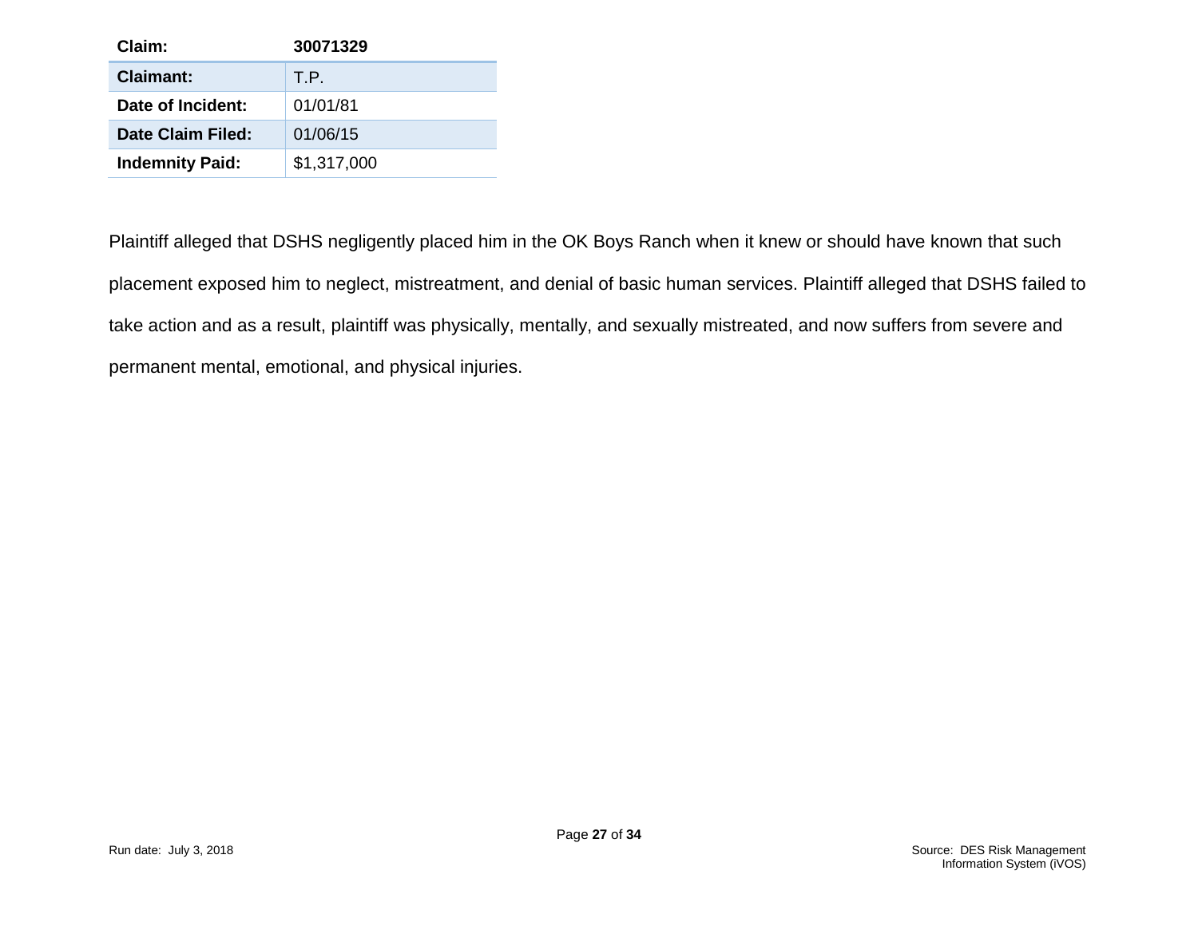| Claim: | 30071329 |
|---|---|
| **Claimant:** | T.P. |
| **Date of Incident:** | 01/01/81 |
| **Date Claim Filed:** | 01/06/15 |
| **Indemnity Paid:** | $1,317,000 |

Plaintiff alleged that DSHS negligently placed him in the OK Boys Ranch when it knew or should have known that such placement exposed him to neglect, mistreatment, and denial of basic human services. Plaintiff alleged that DSHS failed to take action and as a result, plaintiff was physically, mentally, and sexually mistreated, and now suffers from severe and permanent mental, emotional, and physical injuries.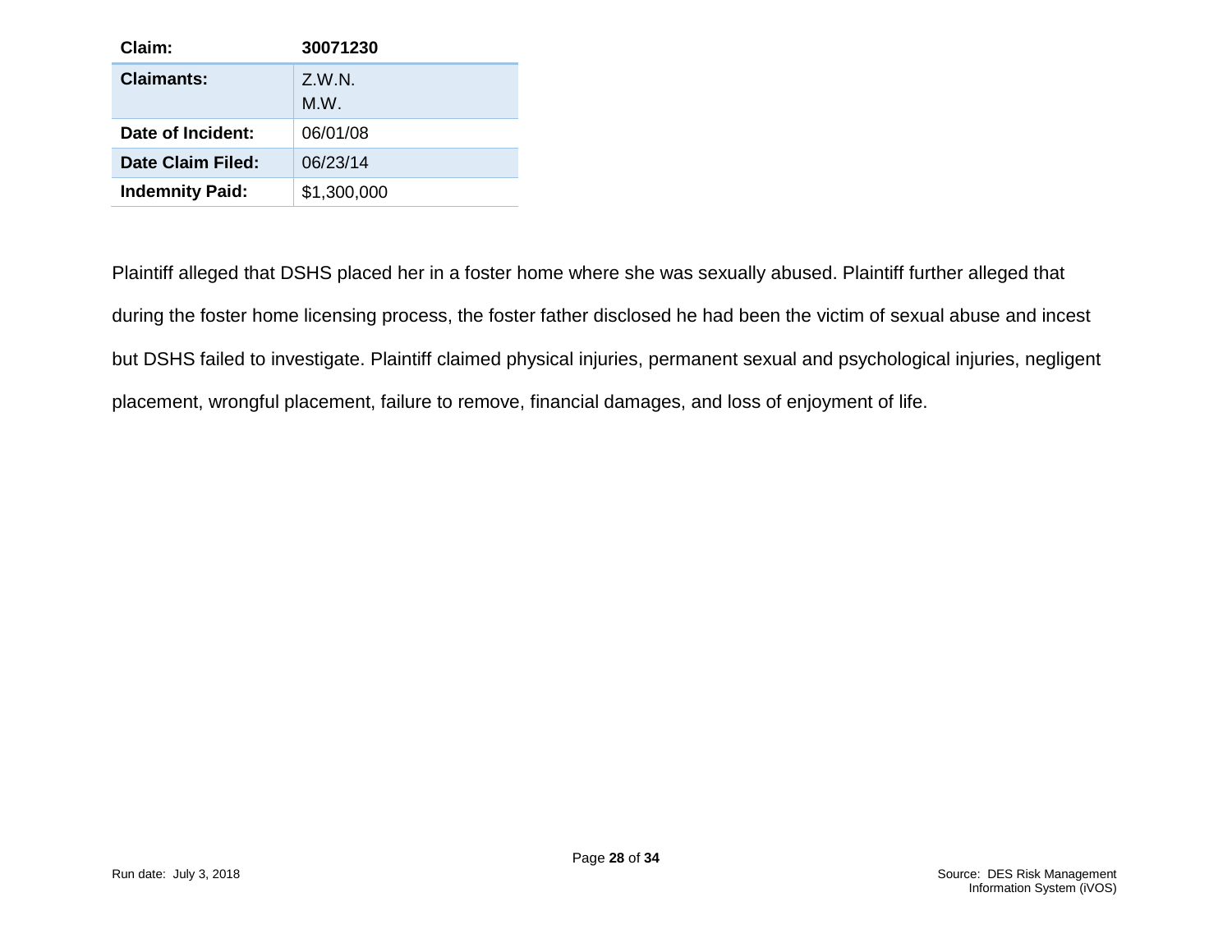| Claim: | 30071230 |
| --- | --- |
| Claimants: | Z.W.N.<br>M.W. |
| Date of Incident: | 06/01/08 |
| Date Claim Filed: | 06/23/14 |
| Indemnity Paid: | $1,300,000 |

Plaintiff alleged that DSHS placed her in a foster home where she was sexually abused. Plaintiff further alleged that during the foster home licensing process, the foster father disclosed he had been the victim of sexual abuse and incest but DSHS failed to investigate. Plaintiff claimed physical injuries, permanent sexual and psychological injuries, negligent placement, wrongful placement, failure to remove, financial damages, and loss of enjoyment of life.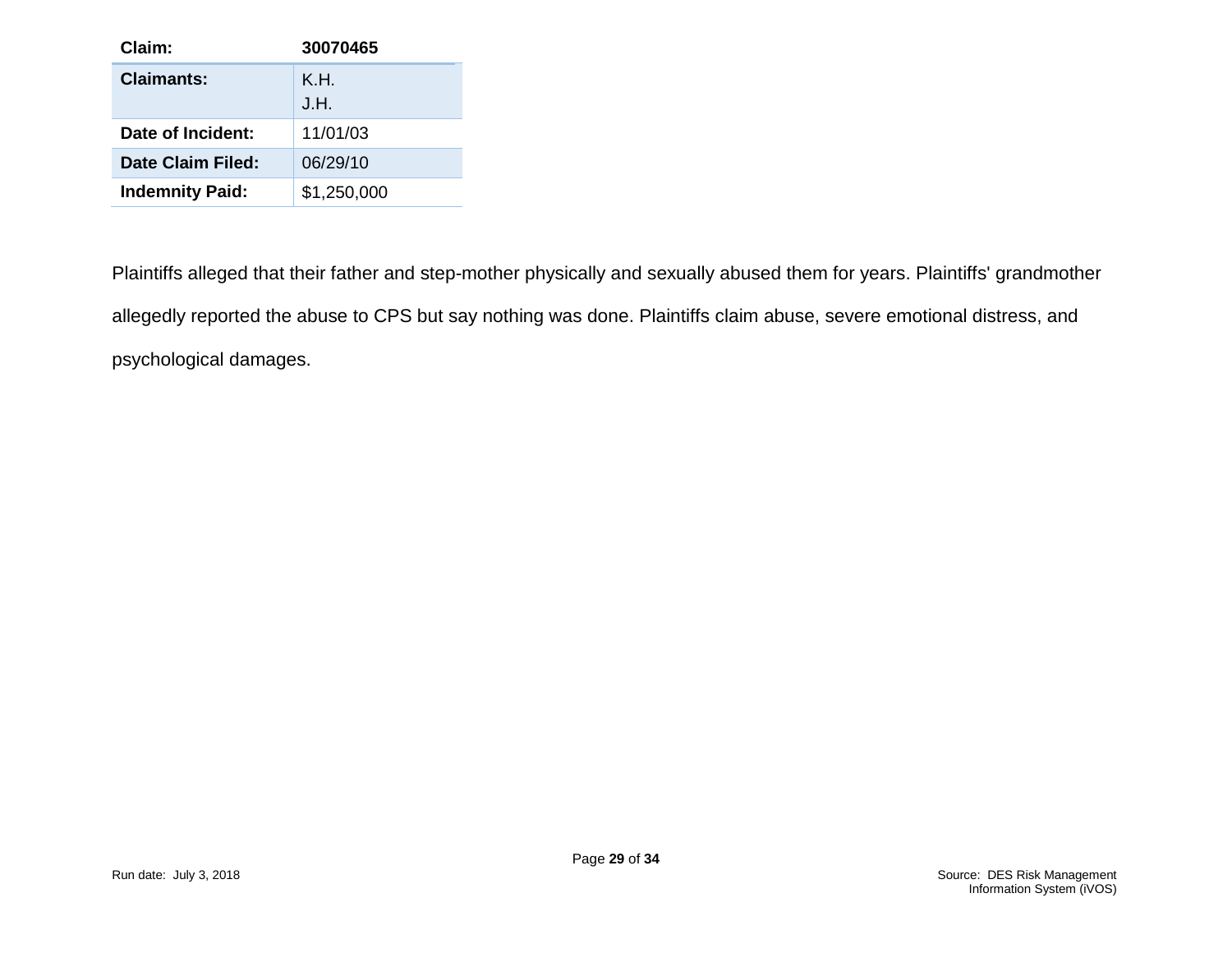| Claim: | 30070465 |
| --- | --- |
| **Claimants:** | K.H.<br>J.H. |
| **Date of Incident:** | 11/01/03 |
| **Date Claim Filed:** | 06/29/10 |
| **Indemnity Paid:** | $1,250,000 |

Plaintiffs alleged that their father and step-mother physically and sexually abused them for years. Plaintiffs' grandmother allegedly reported the abuse to CPS but say nothing was done. Plaintiffs claim abuse, severe emotional distress, and psychological damages.

Run date: July 3, 2018

Source: DES Risk Management Information System (iVOS)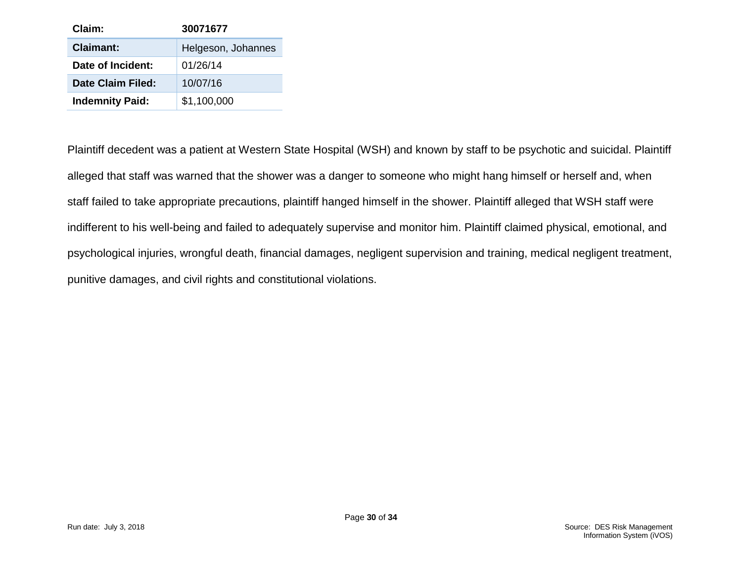| Claim: | 30071677 |
| --- | --- |
| **Claimant:** | Helgeson, Johannes |
| **Date of Incident:** | 01/26/14 |
| **Date Claim Filed:** | 10/07/16 |
| **Indemnity Paid:** | $1,100,000 |

Plaintiff decedent was a patient at Western State Hospital (WSH) and known by staff to be psychotic and suicidal. Plaintiff alleged that staff was warned that the shower was a danger to someone who might hang himself or herself and, when staff failed to take appropriate precautions, plaintiff hanged himself in the shower. Plaintiff alleged that WSH staff were indifferent to his well-being and failed to adequately supervise and monitor him. Plaintiff claimed physical, emotional, and psychological injuries, wrongful death, financial damages, negligent supervision and training, medical negligent treatment, punitive damages, and civil rights and constitutional violations.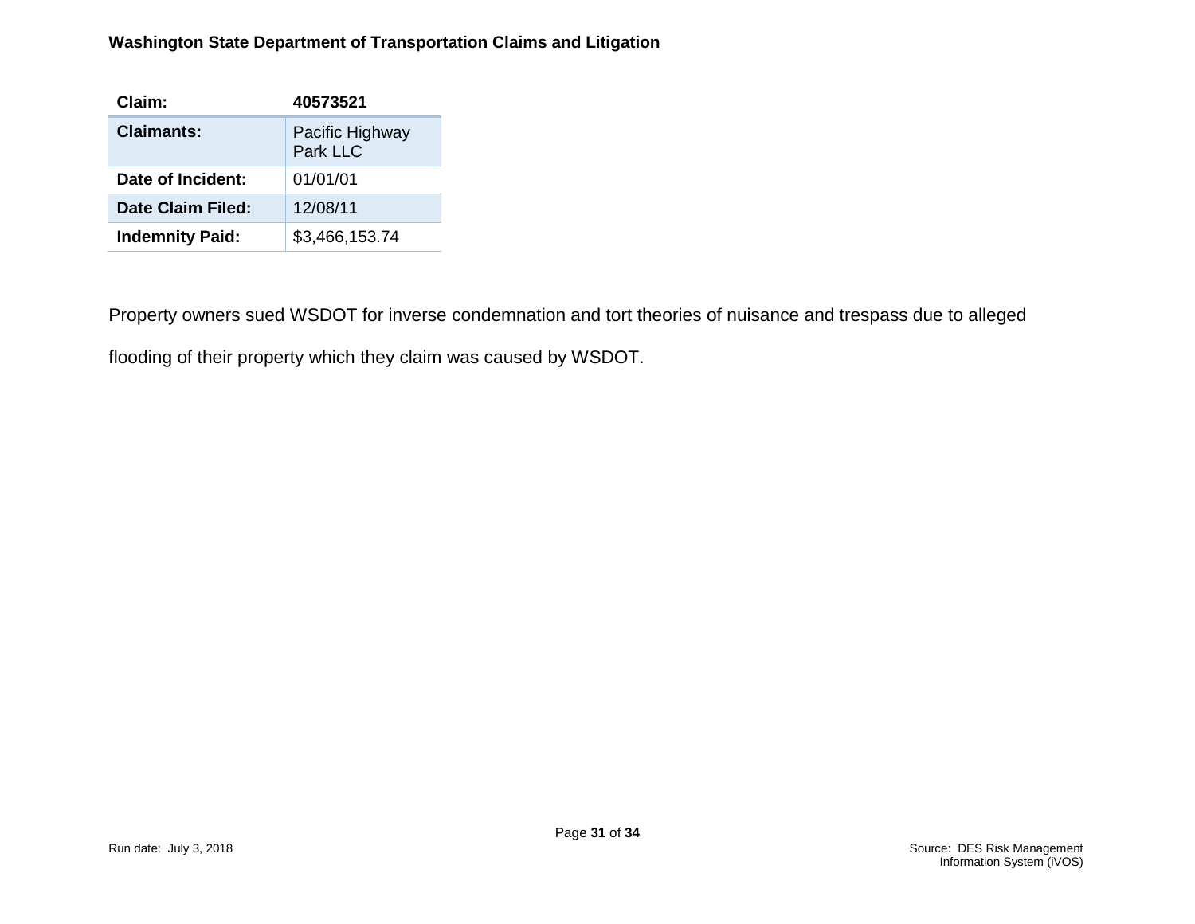**Washington State Department of Transportation Claims and Litigation**

| Claim: | 40573521 |
| --- | --- |
| Claimants: | Pacific Highway Park LLC |
| Date of Incident: | 01/01/01 |
| Date Claim Filed: | 12/08/11 |
| Indemnity Paid: | $3,466,153.74 |

Property owners sued WSDOT for inverse condemnation and tort theories of nuisance and trespass due to alleged flooding of their property which they claim was caused by WSDOT.

Run date: July 3, 2018

Source: DES Risk Management Information System (iVOS)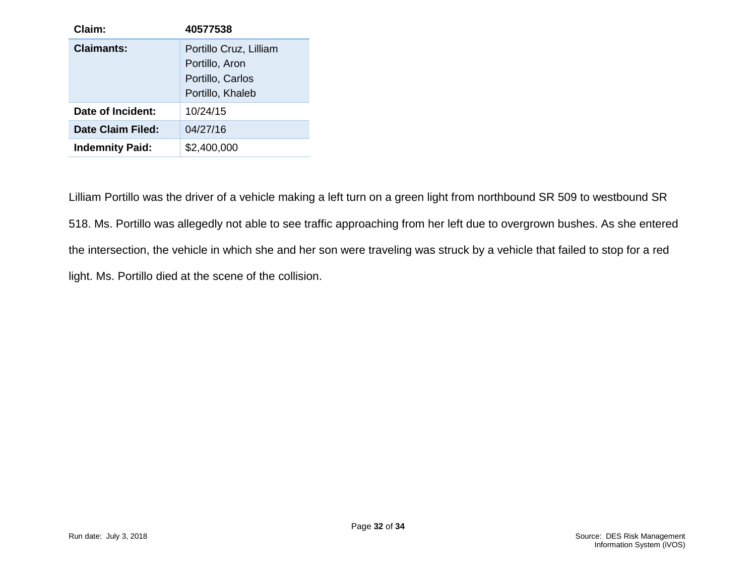| Claim: | 40577538 |
|---|---|
| Claimants: | Portillo Cruz, Lilliam<br>Portillo, Aron<br>Portillo, Carlos<br>Portillo, Khaleb |
| Date of Incident: | 10/24/15 |
| Date Claim Filed: | 04/27/16 |
| Indemnity Paid: | $2,400,000 |

Lilliam Portillo was the driver of a vehicle making a left turn on a green light from northbound SR 509 to westbound SR 518. Ms. Portillo was allegedly not able to see traffic approaching from her left due to overgrown bushes. As she entered the intersection, the vehicle in which she and her son were traveling was struck by a vehicle that failed to stop for a red light. Ms. Portillo died at the scene of the collision.

Run date: July 3, 2018

Source: DES Risk Management Information System (iVOS)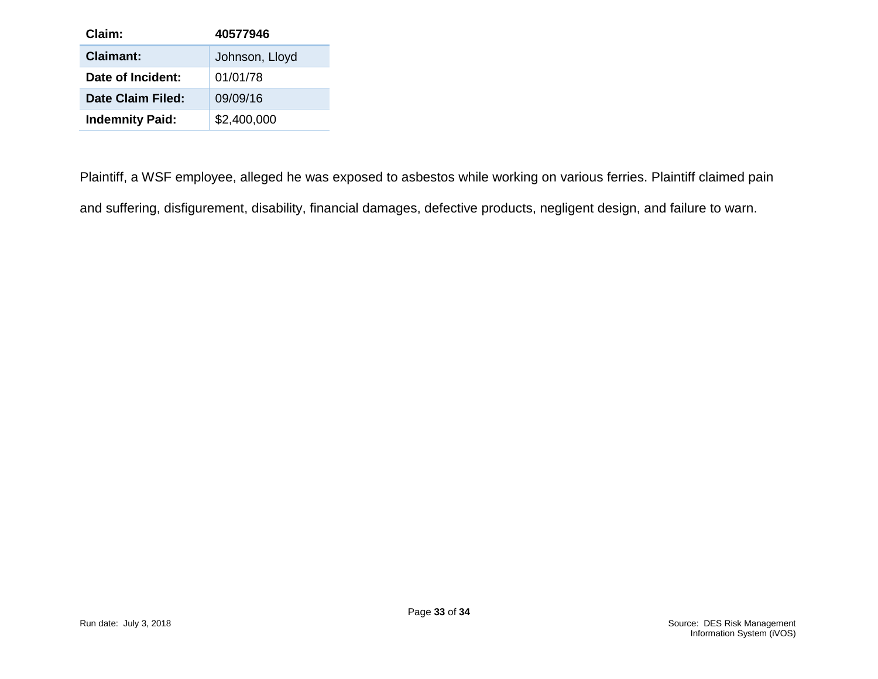| Claim: | 40577946 |
|---|---|
| **Claimant:** | Johnson, Lloyd |
| **Date of Incident:** | 01/01/78 |
| **Date Claim Filed:** | 09/09/16 |
| **Indemnity Paid:** | $2,400,000 |

Plaintiff, a WSF employee, alleged he was exposed to asbestos while working on various ferries. Plaintiff claimed pain and suffering, disfigurement, disability, financial damages, defective products, negligent design, and failure to warn.

Run date: July 3, 2018

Source: DES Risk Management Information System (iVOS)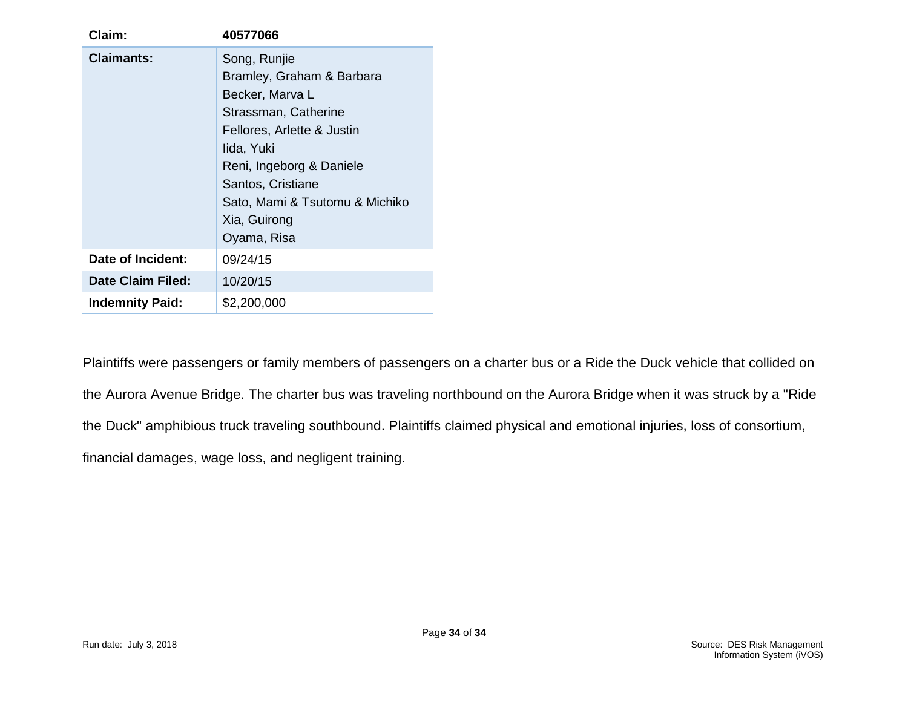| | |
|---|---|
| **Claim:** | **40577066** |
| **Claimants:** | Song, Runjie<br>Bramley, Graham & Barbara<br>Becker, Marva L<br>Strassman, Catherine<br>Fellores, Arlette & Justin<br>Iida, Yuki<br>Reni, Ingeborg & Daniele<br>Santos, Cristiane<br>Sato, Mami & Tsutomu & Michiko<br>Xia, Guirong<br>Oyama, Risa |
| **Date of Incident:** | 09/24/15 |
| **Date Claim Filed:** | 10/20/15 |
| **Indemnity Paid:** | $2,200,000 |

Plaintiffs were passengers or family members of passengers on a charter bus or a Ride the Duck vehicle that collided on the Aurora Avenue Bridge. The charter bus was traveling northbound on the Aurora Bridge when it was struck by a "Ride the Duck" amphibious truck traveling southbound. Plaintiffs claimed physical and emotional injuries, loss of consortium, financial damages, wage loss, and negligent training.

Run date: July 3, 2018

Source: DES Risk Management Information System (iVOS)